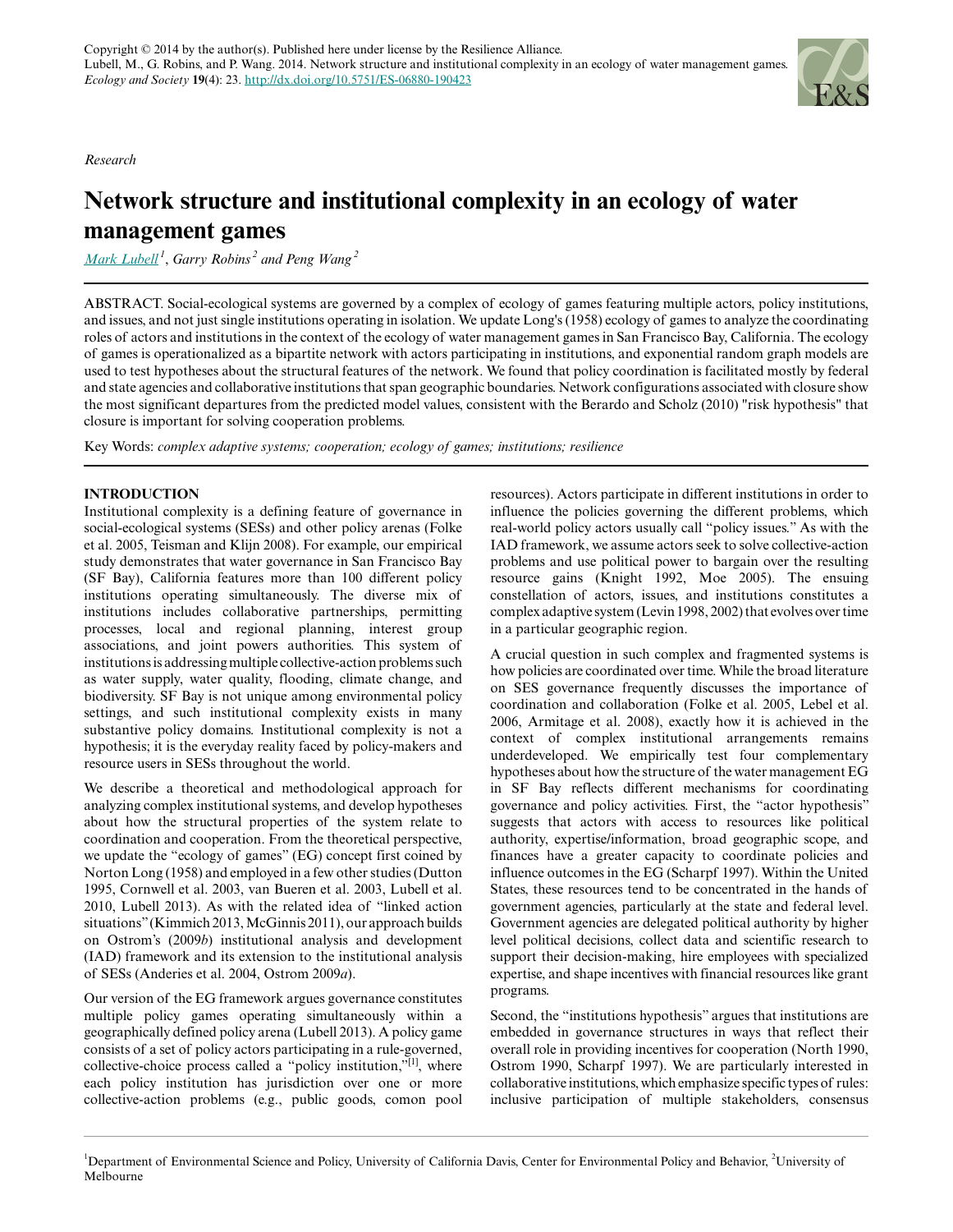Copyright © 2014 by the author(s). Published here under license by the Resilience Alliance.
Lubell, M., G. Robins, and P. Wang. 2014. Network structure and institutional complexity in an ecology of water management games. *Ecology and Society* **19**(4): 23. http://dx.doi.org/10.5751/ES-06880-190423

*Research*

# Network structure and institutional complexity in an ecology of water management games

*Mark Lubell*[1], *Garry Robins*[2] *and Peng Wang*[2]

ABSTRACT. Social-ecological systems are governed by a complex of ecology of games featuring multiple actors, policy institutions, and issues, and not just single institutions operating in isolation. We update Long's (1958) ecology of games to analyze the coordinating roles of actors and institutions in the context of the ecology of water management games in San Francisco Bay, California. The ecology of games is operationalized as a bipartite network with actors participating in institutions, and exponential random graph models are used to test hypotheses about the structural features of the network. We found that policy coordination is facilitated mostly by federal and state agencies and collaborative institutions that span geographic boundaries. Network configurations associated with closure show the most significant departures from the predicted model values, consistent with the Berardo and Scholz (2010) "risk hypothesis" that closure is important for solving cooperation problems.

Key Words: *complex adaptive systems; cooperation; ecology of games; institutions; resilience*

## INTRODUCTION

Institutional complexity is a defining feature of governance in social-ecological systems (SESs) and other policy arenas (Folke et al. 2005, Teisman and Klijn 2008). For example, our empirical study demonstrates that water governance in San Francisco Bay (SF Bay), California features more than 100 different policy institutions operating simultaneously. The diverse mix of institutions includes collaborative partnerships, permitting processes, local and regional planning, interest group associations, and joint powers authorities. This system of institutions is addressing multiple collective-action problems such as water supply, water quality, flooding, climate change, and biodiversity. SF Bay is not unique among environmental policy settings, and such institutional complexity exists in many substantive policy domains. Institutional complexity is not a hypothesis; it is the everyday reality faced by policy-makers and resource users in SESs throughout the world.

We describe a theoretical and methodological approach for analyzing complex institutional systems, and develop hypotheses about how the structural properties of the system relate to coordination and cooperation. From the theoretical perspective, we update the "ecology of games" (EG) concept first coined by Norton Long (1958) and employed in a few other studies (Dutton 1995, Cornwell et al. 2003, van Bueren et al. 2003, Lubell et al. 2010, Lubell 2013). As with the related idea of "linked action situations" (Kimmich 2013, McGinnis 2011), our approach builds on Ostrom's (2009*b*) institutional analysis and development (IAD) framework and its extension to the institutional analysis of SESs (Anderies et al. 2004, Ostrom 2009*a*).

Our version of the EG framework argues governance constitutes multiple policy games operating simultaneously within a geographically defined policy arena (Lubell 2013). A policy game consists of a set of policy actors participating in a rule-governed, collective-choice process called a "policy institution,"[1], where each policy institution has jurisdiction over one or more collective-action problems (e.g., public goods, comon pool resources). Actors participate in different institutions in order to influence the policies governing the different problems, which real-world policy actors usually call "policy issues." As with the IAD framework, we assume actors seek to solve collective-action problems and use political power to bargain over the resulting resource gains (Knight 1992, Moe 2005). The ensuing constellation of actors, issues, and institutions constitutes a complex adaptive system (Levin 1998, 2002) that evolves over time in a particular geographic region.

A crucial question in such complex and fragmented systems is how policies are coordinated over time. While the broad literature on SES governance frequently discusses the importance of coordination and collaboration (Folke et al. 2005, Lebel et al. 2006, Armitage et al. 2008), exactly how it is achieved in the context of complex institutional arrangements remains underdeveloped. We empirically test four complementary hypotheses about how the structure of the water management EG in SF Bay reflects different mechanisms for coordinating governance and policy activities. First, the "actor hypothesis" suggests that actors with access to resources like political authority, expertise/information, broad geographic scope, and finances have a greater capacity to coordinate policies and influence outcomes in the EG (Scharpf 1997). Within the United States, these resources tend to be concentrated in the hands of government agencies, particularly at the state and federal level. Government agencies are delegated political authority by higher level political decisions, collect data and scientific research to support their decision-making, hire employees with specialized expertise, and shape incentives with financial resources like grant programs.

Second, the "institutions hypothesis" argues that institutions are embedded in governance structures in ways that reflect their overall role in providing incentives for cooperation (North 1990, Ostrom 1990, Scharpf 1997). We are particularly interested in collaborative institutions, which emphasize specific types of rules: inclusive participation of multiple stakeholders, consensus

[1]Department of Environmental Science and Policy, University of California Davis, Center for Environmental Policy and Behavior, [2]University of Melbourne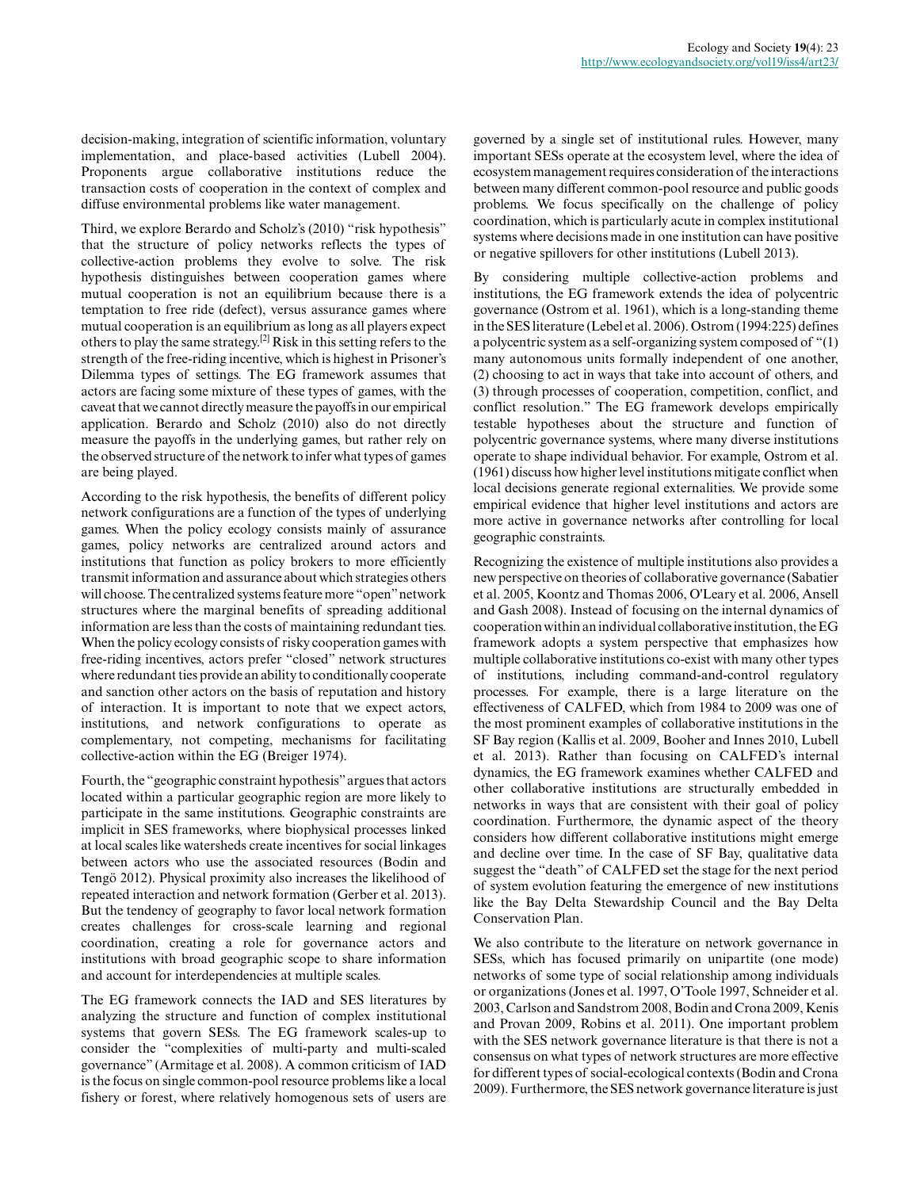decision-making, integration of scientific information, voluntary implementation, and place-based activities (Lubell 2004). Proponents argue collaborative institutions reduce the transaction costs of cooperation in the context of complex and diffuse environmental problems like water management.

Third, we explore Berardo and Scholz's (2010) "risk hypothesis" that the structure of policy networks reflects the types of collective-action problems they evolve to solve. The risk hypothesis distinguishes between cooperation games where mutual cooperation is not an equilibrium because there is a temptation to free ride (defect), versus assurance games where mutual cooperation is an equilibrium as long as all players expect others to play the same strategy.[2] Risk in this setting refers to the strength of the free-riding incentive, which is highest in Prisoner's Dilemma types of settings. The EG framework assumes that actors are facing some mixture of these types of games, with the caveat that we cannot directly measure the payoffs in our empirical application. Berardo and Scholz (2010) also do not directly measure the payoffs in the underlying games, but rather rely on the observed structure of the network to infer what types of games are being played.

According to the risk hypothesis, the benefits of different policy network configurations are a function of the types of underlying games. When the policy ecology consists mainly of assurance games, policy networks are centralized around actors and institutions that function as policy brokers to more efficiently transmit information and assurance about which strategies others will choose. The centralized systems feature more "open" network structures where the marginal benefits of spreading additional information are less than the costs of maintaining redundant ties. When the policy ecology consists of risky cooperation games with free-riding incentives, actors prefer "closed" network structures where redundant ties provide an ability to conditionally cooperate and sanction other actors on the basis of reputation and history of interaction. It is important to note that we expect actors, institutions, and network configurations to operate as complementary, not competing, mechanisms for facilitating collective-action within the EG (Breiger 1974).

Fourth, the "geographic constraint hypothesis" argues that actors located within a particular geographic region are more likely to participate in the same institutions. Geographic constraints are implicit in SES frameworks, where biophysical processes linked at local scales like watersheds create incentives for social linkages between actors who use the associated resources (Bodin and Tengö 2012). Physical proximity also increases the likelihood of repeated interaction and network formation (Gerber et al. 2013). But the tendency of geography to favor local network formation creates challenges for cross-scale learning and regional coordination, creating a role for governance actors and institutions with broad geographic scope to share information and account for interdependencies at multiple scales.

The EG framework connects the IAD and SES literatures by analyzing the structure and function of complex institutional systems that govern SESs. The EG framework scales-up to consider the "complexities of multi-party and multi-scaled governance" (Armitage et al. 2008). A common criticism of IAD is the focus on single common-pool resource problems like a local fishery or forest, where relatively homogenous sets of users are governed by a single set of institutional rules. However, many important SESs operate at the ecosystem level, where the idea of ecosystem management requires consideration of the interactions between many different common-pool resource and public goods problems. We focus specifically on the challenge of policy coordination, which is particularly acute in complex institutional systems where decisions made in one institution can have positive or negative spillovers for other institutions (Lubell 2013).

By considering multiple collective-action problems and institutions, the EG framework extends the idea of polycentric governance (Ostrom et al. 1961), which is a long-standing theme in the SES literature (Lebel et al. 2006). Ostrom (1994:225) defines a polycentric system as a self-organizing system composed of "(1) many autonomous units formally independent of one another, (2) choosing to act in ways that take into account of others, and (3) through processes of cooperation, competition, conflict, and conflict resolution." The EG framework develops empirically testable hypotheses about the structure and function of polycentric governance systems, where many diverse institutions operate to shape individual behavior. For example, Ostrom et al. (1961) discuss how higher level institutions mitigate conflict when local decisions generate regional externalities. We provide some empirical evidence that higher level institutions and actors are more active in governance networks after controlling for local geographic constraints.

Recognizing the existence of multiple institutions also provides a new perspective on theories of collaborative governance (Sabatier et al. 2005, Koontz and Thomas 2006, O'Leary et al. 2006, Ansell and Gash 2008). Instead of focusing on the internal dynamics of cooperation within an individual collaborative institution, the EG framework adopts a system perspective that emphasizes how multiple collaborative institutions co-exist with many other types of institutions, including command-and-control regulatory processes. For example, there is a large literature on the effectiveness of CALFED, which from 1984 to 2009 was one of the most prominent examples of collaborative institutions in the SF Bay region (Kallis et al. 2009, Booher and Innes 2010, Lubell et al. 2013). Rather than focusing on CALFED's internal dynamics, the EG framework examines whether CALFED and other collaborative institutions are structurally embedded in networks in ways that are consistent with their goal of policy coordination. Furthermore, the dynamic aspect of the theory considers how different collaborative institutions might emerge and decline over time. In the case of SF Bay, qualitative data suggest the "death" of CALFED set the stage for the next period of system evolution featuring the emergence of new institutions like the Bay Delta Stewardship Council and the Bay Delta Conservation Plan.

We also contribute to the literature on network governance in SESs, which has focused primarily on unipartite (one mode) networks of some type of social relationship among individuals or organizations (Jones et al. 1997, O'Toole 1997, Schneider et al. 2003, Carlson and Sandstrom 2008, Bodin and Crona 2009, Kenis and Provan 2009, Robins et al. 2011). One important problem with the SES network governance literature is that there is not a consensus on what types of network structures are more effective for different types of social-ecological contexts (Bodin and Crona 2009). Furthermore, the SES network governance literature is just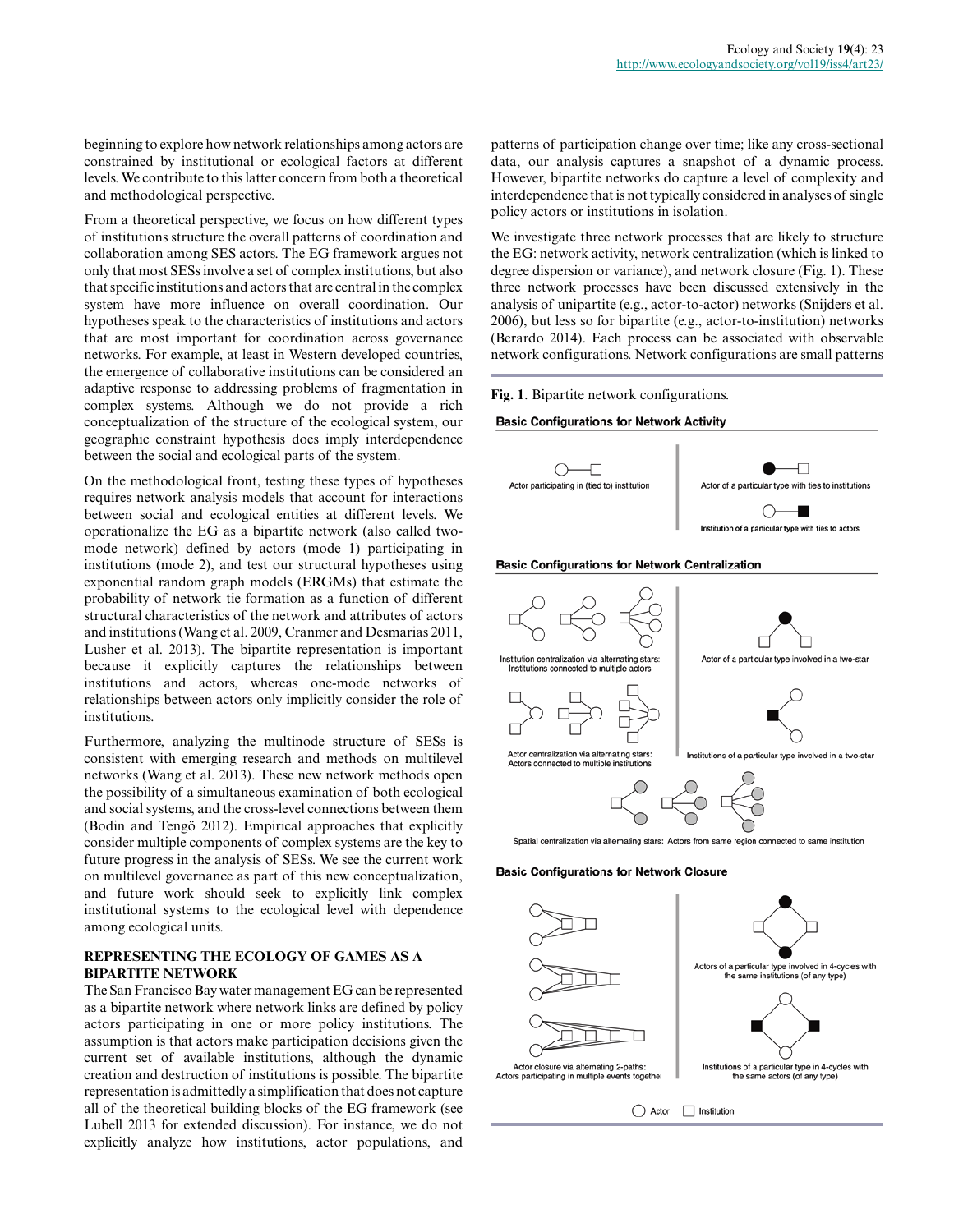beginning to explore how network relationships among actors are constrained by institutional or ecological factors at different levels. We contribute to this latter concern from both a theoretical and methodological perspective.

From a theoretical perspective, we focus on how different types of institutions structure the overall patterns of coordination and collaboration among SES actors. The EG framework argues not only that most SESs involve a set of complex institutions, but also that specific institutions and actors that are central in the complex system have more influence on overall coordination. Our hypotheses speak to the characteristics of institutions and actors that are most important for coordination across governance networks. For example, at least in Western developed countries, the emergence of collaborative institutions can be considered an adaptive response to addressing problems of fragmentation in complex systems. Although we do not provide a rich conceptualization of the structure of the ecological system, our geographic constraint hypothesis does imply interdependence between the social and ecological parts of the system.

On the methodological front, testing these types of hypotheses requires network analysis models that account for interactions between social and ecological entities at different levels. We operationalize the EG as a bipartite network (also called two-mode network) defined by actors (mode 1) participating in institutions (mode 2), and test our structural hypotheses using exponential random graph models (ERGMs) that estimate the probability of network tie formation as a function of different structural characteristics of the network and attributes of actors and institutions (Wang et al. 2009, Cranmer and Desmarias 2011, Lusher et al. 2013). The bipartite representation is important because it explicitly captures the relationships between institutions and actors, whereas one-mode networks of relationships between actors only implicitly consider the role of institutions.

Furthermore, analyzing the multinode structure of SESs is consistent with emerging research and methods on multilevel networks (Wang et al. 2013). These new network methods open the possibility of a simultaneous examination of both ecological and social systems, and the cross-level connections between them (Bodin and Tengö 2012). Empirical approaches that explicitly consider multiple components of complex systems are the key to future progress in the analysis of SESs. We see the current work on multilevel governance as part of this new conceptualization, and future work should seek to explicitly link complex institutional systems to the ecological level with dependence among ecological units.

## REPRESENTING THE ECOLOGY OF GAMES AS A BIPARTITE NETWORK

The San Francisco Bay water management EG can be represented as a bipartite network where network links are defined by policy actors participating in one or more policy institutions. The assumption is that actors make participation decisions given the current set of available institutions, although the dynamic creation and destruction of institutions is possible. The bipartite representation is admittedly a simplification that does not capture all of the theoretical building blocks of the EG framework (see Lubell 2013 for extended discussion). For instance, we do not explicitly analyze how institutions, actor populations, and patterns of participation change over time; like any cross-sectional data, our analysis captures a snapshot of a dynamic process. However, bipartite networks do capture a level of complexity and interdependence that is not typically considered in analyses of single policy actors or institutions in isolation.

We investigate three network processes that are likely to structure the EG: network activity, network centralization (which is linked to degree dispersion or variance), and network closure (Fig. 1). These three network processes have been discussed extensively in the analysis of unipartite (e.g., actor-to-actor) networks (Snijders et al. 2006), but less so for bipartite (e.g., actor-to-institution) networks (Berardo 2014). Each process can be associated with observable network configurations. Network configurations are small patterns

**Fig. 1**. Bipartite network configurations.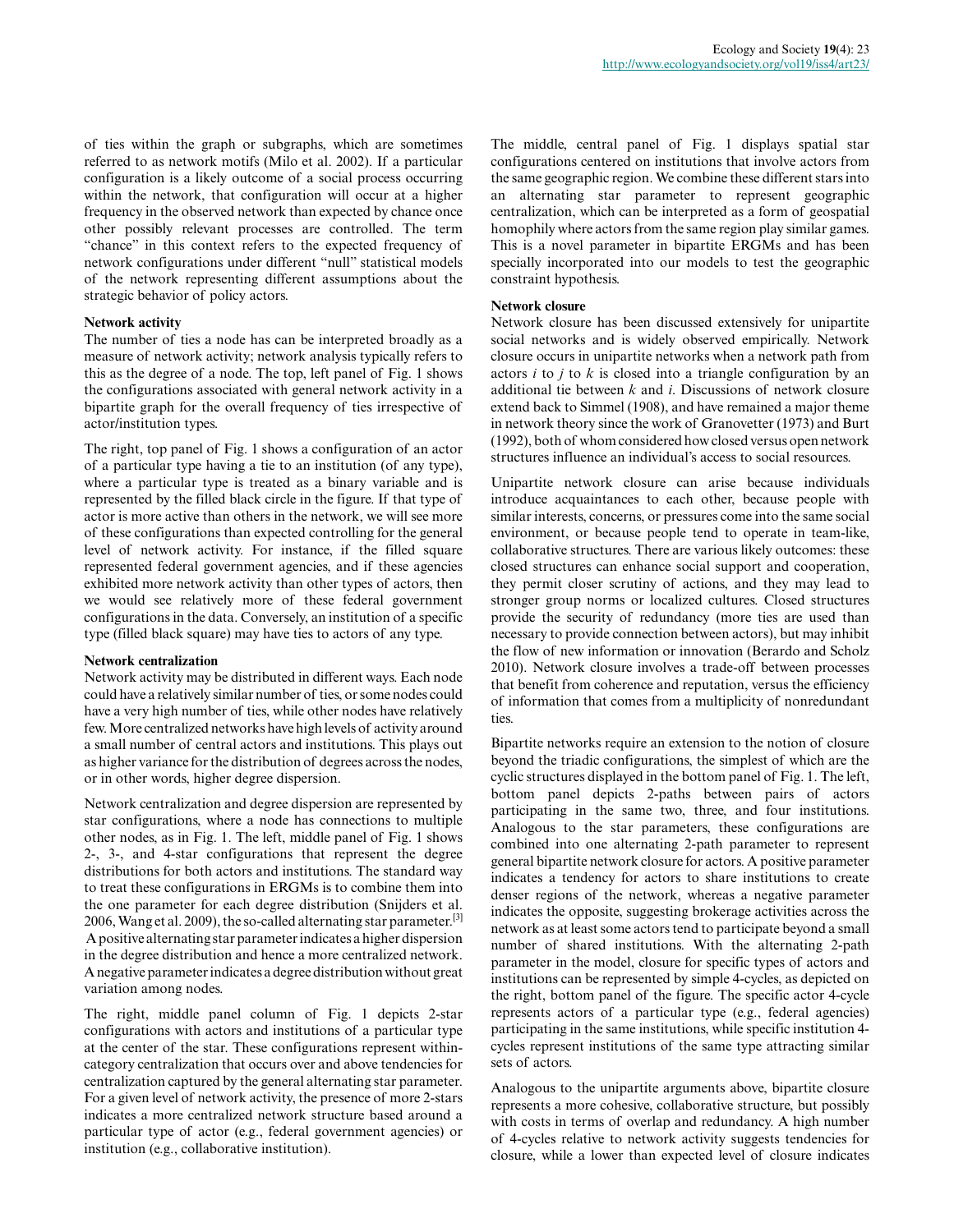of ties within the graph or subgraphs, which are sometimes referred to as network motifs (Milo et al. 2002). If a particular configuration is a likely outcome of a social process occurring within the network, that configuration will occur at a higher frequency in the observed network than expected by chance once other possibly relevant processes are controlled. The term "chance" in this context refers to the expected frequency of network configurations under different "null" statistical models of the network representing different assumptions about the strategic behavior of policy actors.

**Network activity**

The number of ties a node has can be interpreted broadly as a measure of network activity; network analysis typically refers to this as the degree of a node. The top, left panel of Fig. 1 shows the configurations associated with general network activity in a bipartite graph for the overall frequency of ties irrespective of actor/institution types.

The right, top panel of Fig. 1 shows a configuration of an actor of a particular type having a tie to an institution (of any type), where a particular type is treated as a binary variable and is represented by the filled black circle in the figure. If that type of actor is more active than others in the network, we will see more of these configurations than expected controlling for the general level of network activity. For instance, if the filled square represented federal government agencies, and if these agencies exhibited more network activity than other types of actors, then we would see relatively more of these federal government configurations in the data. Conversely, an institution of a specific type (filled black square) may have ties to actors of any type.

**Network centralization**

Network activity may be distributed in different ways. Each node could have a relatively similar number of ties, or some nodes could have a very high number of ties, while other nodes have relatively few. More centralized networks have high levels of activity around a small number of central actors and institutions. This plays out as higher variance for the distribution of degrees across the nodes, or in other words, higher degree dispersion.

Network centralization and degree dispersion are represented by star configurations, where a node has connections to multiple other nodes, as in Fig. 1. The left, middle panel of Fig. 1 shows 2-, 3-, and 4-star configurations that represent the degree distributions for both actors and institutions. The standard way to treat these configurations in ERGMs is to combine them into the one parameter for each degree distribution (Snijders et al. 2006, Wang et al. 2009), the so-called alternating star parameter.[3] A positive alternating star parameter indicates a higher dispersion in the degree distribution and hence a more centralized network. A negative parameter indicates a degree distribution without great variation among nodes.

The right, middle panel column of Fig. 1 depicts 2-star configurations with actors and institutions of a particular type at the center of the star. These configurations represent within-category centralization that occurs over and above tendencies for centralization captured by the general alternating star parameter. For a given level of network activity, the presence of more 2-stars indicates a more centralized network structure based around a particular type of actor (e.g., federal government agencies) or institution (e.g., collaborative institution).

The middle, central panel of Fig. 1 displays spatial star configurations centered on institutions that involve actors from the same geographic region. We combine these different stars into an alternating star parameter to represent geographic centralization, which can be interpreted as a form of geospatial homophily where actors from the same region play similar games. This is a novel parameter in bipartite ERGMs and has been specially incorporated into our models to test the geographic constraint hypothesis.

**Network closure**

Network closure has been discussed extensively for unipartite social networks and is widely observed empirically. Network closure occurs in unipartite networks when a network path from actors *i* to *j* to *k* is closed into a triangle configuration by an additional tie between *k* and *i*. Discussions of network closure extend back to Simmel (1908), and have remained a major theme in network theory since the work of Granovetter (1973) and Burt (1992), both of whom considered how closed versus open network structures influence an individual's access to social resources.

Unipartite network closure can arise because individuals introduce acquaintances to each other, because people with similar interests, concerns, or pressures come into the same social environment, or because people tend to operate in team-like, collaborative structures. There are various likely outcomes: these closed structures can enhance social support and cooperation, they permit closer scrutiny of actions, and they may lead to stronger group norms or localized cultures. Closed structures provide the security of redundancy (more ties are used than necessary to provide connection between actors), but may inhibit the flow of new information or innovation (Berardo and Scholz 2010). Network closure involves a trade-off between processes that benefit from coherence and reputation, versus the efficiency of information that comes from a multiplicity of nonredundant ties.

Bipartite networks require an extension to the notion of closure beyond the triadic configurations, the simplest of which are the cyclic structures displayed in the bottom panel of Fig. 1. The left, bottom panel depicts 2-paths between pairs of actors participating in the same two, three, and four institutions. Analogous to the star parameters, these configurations are combined into one alternating 2-path parameter to represent general bipartite network closure for actors. A positive parameter indicates a tendency for actors to share institutions to create denser regions of the network, whereas a negative parameter indicates the opposite, suggesting brokerage activities across the network as at least some actors tend to participate beyond a small number of shared institutions. With the alternating 2-path parameter in the model, closure for specific types of actors and institutions can be represented by simple 4-cycles, as depicted on the right, bottom panel of the figure. The specific actor 4-cycle represents actors of a particular type (e.g., federal agencies) participating in the same institutions, while specific institution 4-cycles represent institutions of the same type attracting similar sets of actors.

Analogous to the unipartite arguments above, bipartite closure represents a more cohesive, collaborative structure, but possibly with costs in terms of overlap and redundancy. A high number of 4-cycles relative to network activity suggests tendencies for closure, while a lower than expected level of closure indicates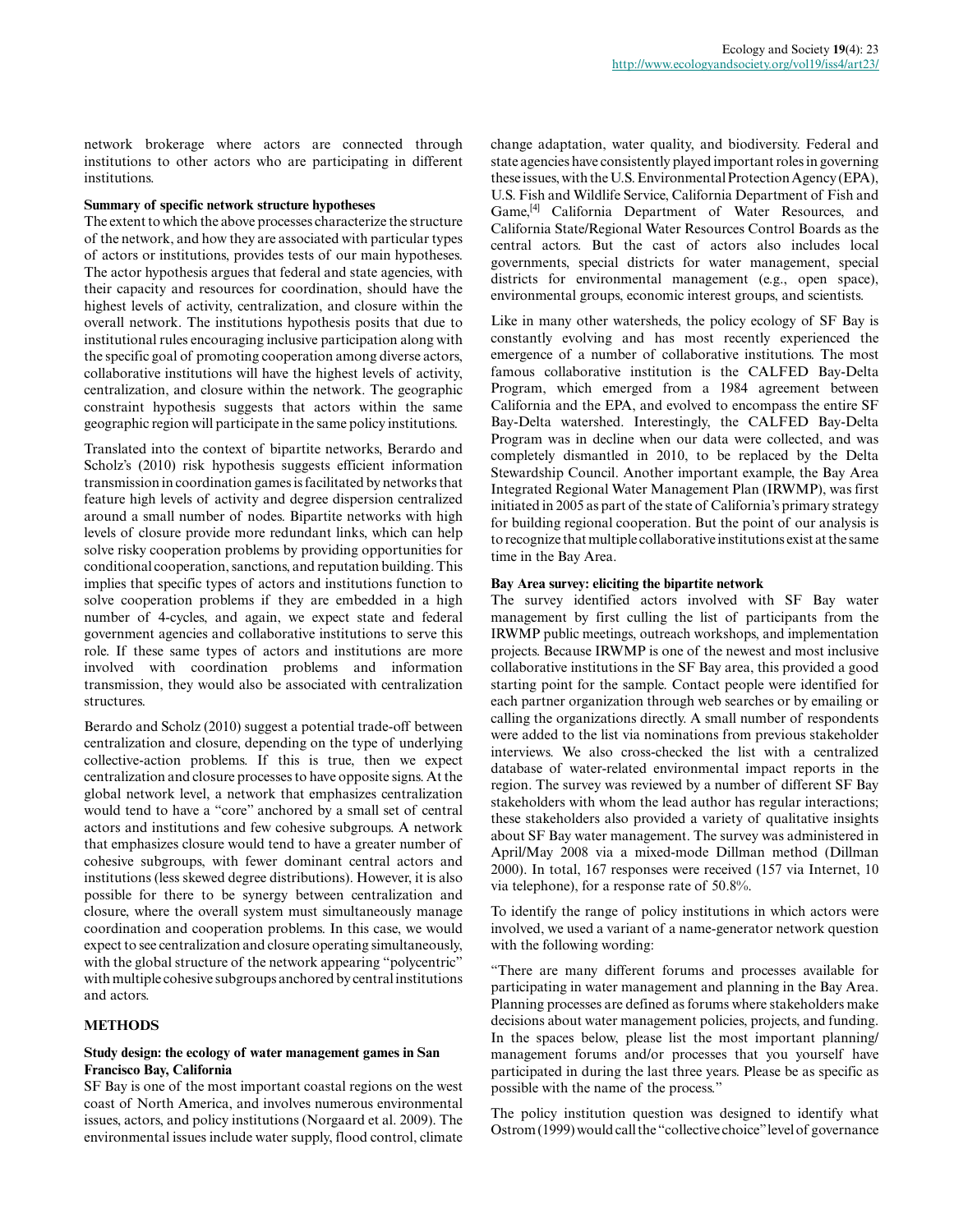network brokerage where actors are connected through institutions to other actors who are participating in different institutions.

**Summary of specific network structure hypotheses**

The extent to which the above processes characterize the structure of the network, and how they are associated with particular types of actors or institutions, provides tests of our main hypotheses. The actor hypothesis argues that federal and state agencies, with their capacity and resources for coordination, should have the highest levels of activity, centralization, and closure within the overall network. The institutions hypothesis posits that due to institutional rules encouraging inclusive participation along with the specific goal of promoting cooperation among diverse actors, collaborative institutions will have the highest levels of activity, centralization, and closure within the network. The geographic constraint hypothesis suggests that actors within the same geographic region will participate in the same policy institutions.

Translated into the context of bipartite networks, Berardo and Scholz's (2010) risk hypothesis suggests efficient information transmission in coordination games is facilitated by networks that feature high levels of activity and degree dispersion centralized around a small number of nodes. Bipartite networks with high levels of closure provide more redundant links, which can help solve risky cooperation problems by providing opportunities for conditional cooperation, sanctions, and reputation building. This implies that specific types of actors and institutions function to solve cooperation problems if they are embedded in a high number of 4-cycles, and again, we expect state and federal government agencies and collaborative institutions to serve this role. If these same types of actors and institutions are more involved with coordination problems and information transmission, they would also be associated with centralization structures.

Berardo and Scholz (2010) suggest a potential trade-off between centralization and closure, depending on the type of underlying collective-action problems. If this is true, then we expect centralization and closure processes to have opposite signs. At the global network level, a network that emphasizes centralization would tend to have a "core" anchored by a small set of central actors and institutions and few cohesive subgroups. A network that emphasizes closure would tend to have a greater number of cohesive subgroups, with fewer dominant central actors and institutions (less skewed degree distributions). However, it is also possible for there to be synergy between centralization and closure, where the overall system must simultaneously manage coordination and cooperation problems. In this case, we would expect to see centralization and closure operating simultaneously, with the global structure of the network appearing "polycentric" with multiple cohesive subgroups anchored by central institutions and actors.

## METHODS

### Study design: the ecology of water management games in San Francisco Bay, California

SF Bay is one of the most important coastal regions on the west coast of North America, and involves numerous environmental issues, actors, and policy institutions (Norgaard et al. 2009). The environmental issues include water supply, flood control, climate change adaptation, water quality, and biodiversity. Federal and state agencies have consistently played important roles in governing these issues, with the U.S. Environmental Protection Agency (EPA), U.S. Fish and Wildlife Service, California Department of Fish and Game,[4] California Department of Water Resources, and California State/Regional Water Resources Control Boards as the central actors. But the cast of actors also includes local governments, special districts for water management, special districts for environmental management (e.g., open space), environmental groups, economic interest groups, and scientists.

Like in many other watersheds, the policy ecology of SF Bay is constantly evolving and has most recently experienced the emergence of a number of collaborative institutions. The most famous collaborative institution is the CALFED Bay-Delta Program, which emerged from a 1984 agreement between California and the EPA, and evolved to encompass the entire SF Bay-Delta watershed. Interestingly, the CALFED Bay-Delta Program was in decline when our data were collected, and was completely dismantled in 2010, to be replaced by the Delta Stewardship Council. Another important example, the Bay Area Integrated Regional Water Management Plan (IRWMP), was first initiated in 2005 as part of the state of California's primary strategy for building regional cooperation. But the point of our analysis is to recognize that multiple collaborative institutions exist at the same time in the Bay Area.

### Bay Area survey: eliciting the bipartite network

The survey identified actors involved with SF Bay water management by first culling the list of participants from the IRWMP public meetings, outreach workshops, and implementation projects. Because IRWMP is one of the newest and most inclusive collaborative institutions in the SF Bay area, this provided a good starting point for the sample. Contact people were identified for each partner organization through web searches or by emailing or calling the organizations directly. A small number of respondents were added to the list via nominations from previous stakeholder interviews. We also cross-checked the list with a centralized database of water-related environmental impact reports in the region. The survey was reviewed by a number of different SF Bay stakeholders with whom the lead author has regular interactions; these stakeholders also provided a variety of qualitative insights about SF Bay water management. The survey was administered in April/May 2008 via a mixed-mode Dillman method (Dillman 2000). In total, 167 responses were received (157 via Internet, 10 via telephone), for a response rate of 50.8%.

To identify the range of policy institutions in which actors were involved, we used a variant of a name-generator network question with the following wording:

"There are many different forums and processes available for participating in water management and planning in the Bay Area. Planning processes are defined as forums where stakeholders make decisions about water management policies, projects, and funding. In the spaces below, please list the most important planning/management forums and/or processes that you yourself have participated in during the last three years. Please be as specific as possible with the name of the process."

The policy institution question was designed to identify what Ostrom (1999) would call the "collective choice" level of governance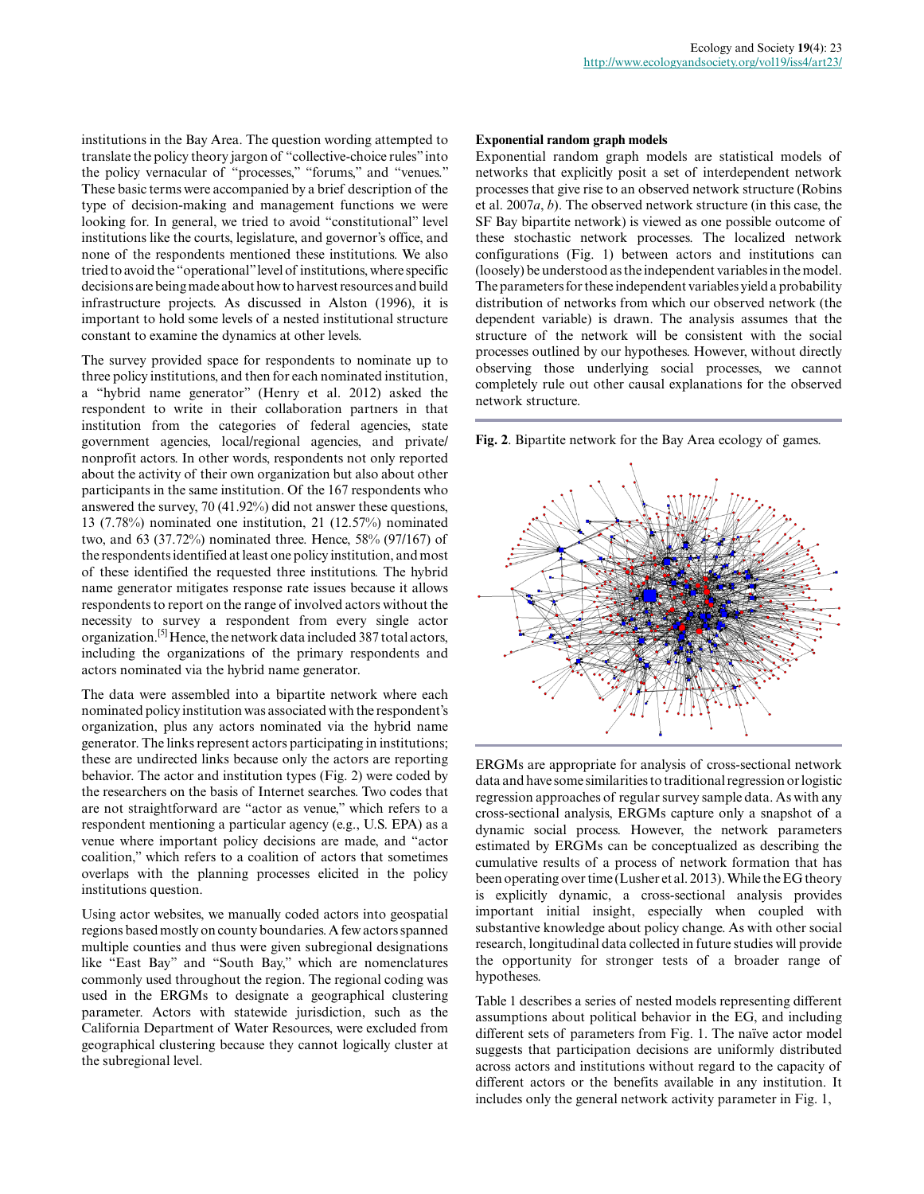institutions in the Bay Area. The question wording attempted to translate the policy theory jargon of "collective-choice rules" into the policy vernacular of "processes," "forums," and "venues." These basic terms were accompanied by a brief description of the type of decision-making and management functions we were looking for. In general, we tried to avoid "constitutional" level institutions like the courts, legislature, and governor's office, and none of the respondents mentioned these institutions. We also tried to avoid the "operational" level of institutions, where specific decisions are being made about how to harvest resources and build infrastructure projects. As discussed in Alston (1996), it is important to hold some levels of a nested institutional structure constant to examine the dynamics at other levels.

The survey provided space for respondents to nominate up to three policy institutions, and then for each nominated institution, a "hybrid name generator" (Henry et al. 2012) asked the respondent to write in their collaboration partners in that institution from the categories of federal agencies, state government agencies, local/regional agencies, and private/nonprofit actors. In other words, respondents not only reported about the activity of their own organization but also about other participants in the same institution. Of the 167 respondents who answered the survey, 70 (41.92%) did not answer these questions, 13 (7.78%) nominated one institution, 21 (12.57%) nominated two, and 63 (37.72%) nominated three. Hence, 58% (97/167) of the respondents identified at least one policy institution, and most of these identified the requested three institutions. The hybrid name generator mitigates response rate issues because it allows respondents to report on the range of involved actors without the necessity to survey a respondent from every single actor organization.[5] Hence, the network data included 387 total actors, including the organizations of the primary respondents and actors nominated via the hybrid name generator.

The data were assembled into a bipartite network where each nominated policy institution was associated with the respondent's organization, plus any actors nominated via the hybrid name generator. The links represent actors participating in institutions; these are undirected links because only the actors are reporting behavior. The actor and institution types (Fig. 2) were coded by the researchers on the basis of Internet searches. Two codes that are not straightforward are "actor as venue," which refers to a respondent mentioning a particular agency (e.g., U.S. EPA) as a venue where important policy decisions are made, and "actor coalition," which refers to a coalition of actors that sometimes overlaps with the planning processes elicited in the policy institutions question.

Using actor websites, we manually coded actors into geospatial regions based mostly on county boundaries. A few actors spanned multiple counties and thus were given subregional designations like "East Bay" and "South Bay," which are nomenclatures commonly used throughout the region. The regional coding was used in the ERGMs to designate a geographical clustering parameter. Actors with statewide jurisdiction, such as the California Department of Water Resources, were excluded from geographical clustering because they cannot logically cluster at the subregional level.

### Exponential random graph models

Exponential random graph models are statistical models of networks that explicitly posit a set of interdependent network processes that give rise to an observed network structure (Robins et al. 2007*a*, *b*). The observed network structure (in this case, the SF Bay bipartite network) is viewed as one possible outcome of these stochastic network processes. The localized network configurations (Fig. 1) between actors and institutions can (loosely) be understood as the independent variables in the model. The parameters for these independent variables yield a probability distribution of networks from which our observed network (the dependent variable) is drawn. The analysis assumes that the structure of the network will be consistent with the social processes outlined by our hypotheses. However, without directly observing those underlying social processes, we cannot completely rule out other causal explanations for the observed network structure.

**Fig. 2**. Bipartite network for the Bay Area ecology of games.

ERGMs are appropriate for analysis of cross-sectional network data and have some similarities to traditional regression or logistic regression approaches of regular survey sample data. As with any cross-sectional analysis, ERGMs capture only a snapshot of a dynamic social process. However, the network parameters estimated by ERGMs can be conceptualized as describing the cumulative results of a process of network formation that has been operating over time (Lusher et al. 2013). While the EG theory is explicitly dynamic, a cross-sectional analysis provides important initial insight, especially when coupled with substantive knowledge about policy change. As with other social research, longitudinal data collected in future studies will provide the opportunity for stronger tests of a broader range of hypotheses.

Table 1 describes a series of nested models representing different assumptions about political behavior in the EG, and including different sets of parameters from Fig. 1. The naïve actor model suggests that participation decisions are uniformly distributed across actors and institutions without regard to the capacity of different actors or the benefits available in any institution. It includes only the general network activity parameter in Fig. 1,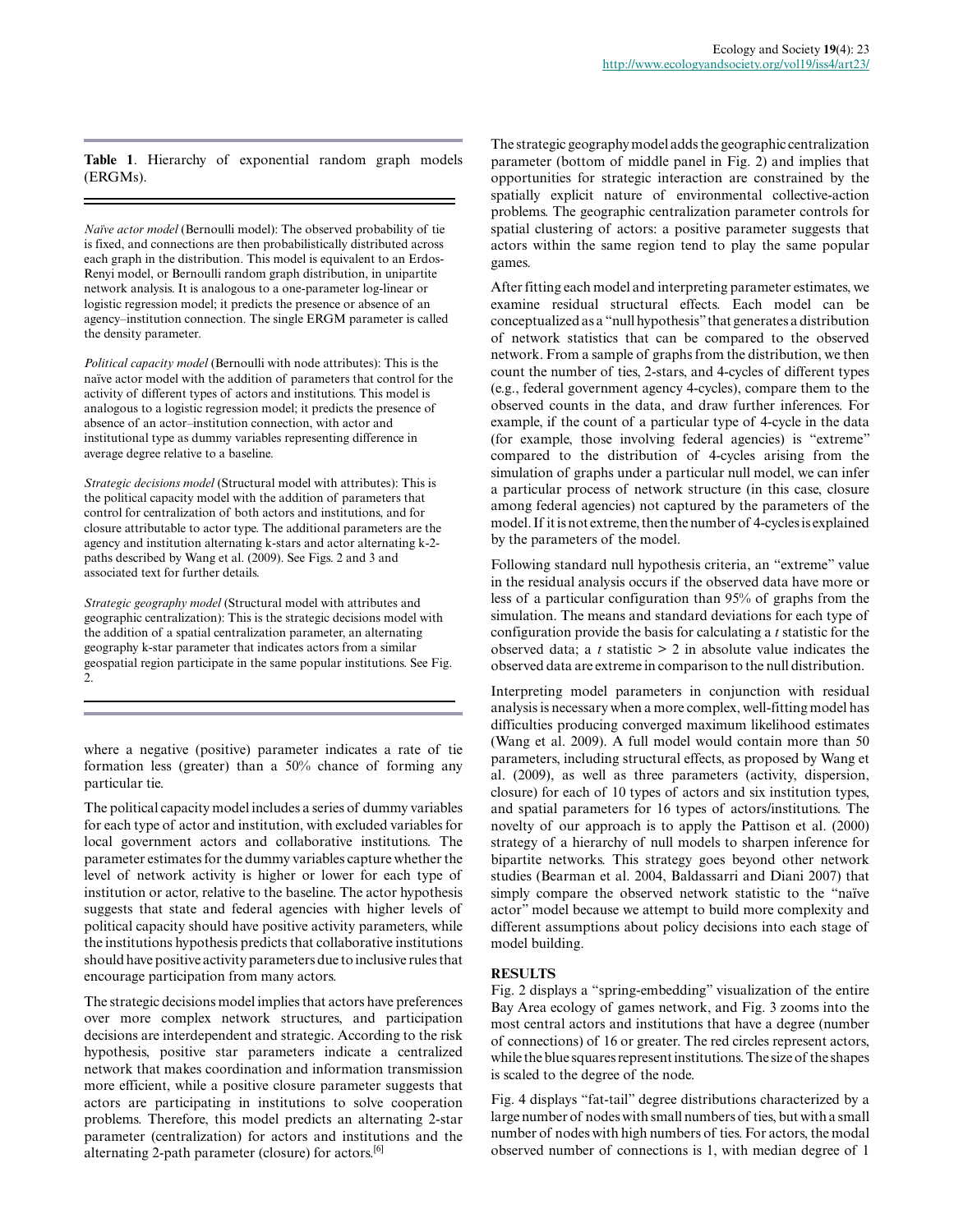**Table 1**. Hierarchy of exponential random graph models (ERGMs).

*Naïve actor model* (Bernoulli model): The observed probability of tie is fixed, and connections are then probabilistically distributed across each graph in the distribution. This model is equivalent to an Erdos-Renyi model, or Bernoulli random graph distribution, in unipartite network analysis. It is analogous to a one-parameter log-linear or logistic regression model; it predicts the presence or absence of an agency–institution connection. The single ERGM parameter is called the density parameter.

*Political capacity model* (Bernoulli with node attributes): This is the naïve actor model with the addition of parameters that control for the activity of different types of actors and institutions. This model is analogous to a logistic regression model; it predicts the presence of absence of an actor–institution connection, with actor and institutional type as dummy variables representing difference in average degree relative to a baseline.

*Strategic decisions model* (Structural model with attributes): This is the political capacity model with the addition of parameters that control for centralization of both actors and institutions, and for closure attributable to actor type. The additional parameters are the agency and institution alternating k-stars and actor alternating k-2-paths described by Wang et al. (2009). See Figs. 2 and 3 and associated text for further details.

*Strategic geography model* (Structural model with attributes and geographic centralization): This is the strategic decisions model with the addition of a spatial centralization parameter, an alternating geography k-star parameter that indicates actors from a similar geospatial region participate in the same popular institutions. See Fig. 2.

where a negative (positive) parameter indicates a rate of tie formation less (greater) than a 50% chance of forming any particular tie.

The political capacity model includes a series of dummy variables for each type of actor and institution, with excluded variables for local government actors and collaborative institutions. The parameter estimates for the dummy variables capture whether the level of network activity is higher or lower for each type of institution or actor, relative to the baseline. The actor hypothesis suggests that state and federal agencies with higher levels of political capacity should have positive activity parameters, while the institutions hypothesis predicts that collaborative institutions should have positive activity parameters due to inclusive rules that encourage participation from many actors.

The strategic decisions model implies that actors have preferences over more complex network structures, and participation decisions are interdependent and strategic. According to the risk hypothesis, positive star parameters indicate a centralized network that makes coordination and information transmission more efficient, while a positive closure parameter suggests that actors are participating in institutions to solve cooperation problems. Therefore, this model predicts an alternating 2-star parameter (centralization) for actors and institutions and the alternating 2-path parameter (closure) for actors.[6]

The strategic geography model adds the geographic centralization parameter (bottom of middle panel in Fig. 2) and implies that opportunities for strategic interaction are constrained by the spatially explicit nature of environmental collective-action problems. The geographic centralization parameter controls for spatial clustering of actors: a positive parameter suggests that actors within the same region tend to play the same popular games.

After fitting each model and interpreting parameter estimates, we examine residual structural effects. Each model can be conceptualized as a "null hypothesis" that generates a distribution of network statistics that can be compared to the observed network. From a sample of graphs from the distribution, we then count the number of ties, 2-stars, and 4-cycles of different types (e.g., federal government agency 4-cycles), compare them to the observed counts in the data, and draw further inferences. For example, if the count of a particular type of 4-cycle in the data (for example, those involving federal agencies) is "extreme" compared to the distribution of 4-cycles arising from the simulation of graphs under a particular null model, we can infer a particular process of network structure (in this case, closure among federal agencies) not captured by the parameters of the model. If it is not extreme, then the number of 4-cycles is explained by the parameters of the model.

Following standard null hypothesis criteria, an "extreme" value in the residual analysis occurs if the observed data have more or less of a particular configuration than 95% of graphs from the simulation. The means and standard deviations for each type of configuration provide the basis for calculating a *t* statistic for the observed data; a *t* statistic > 2 in absolute value indicates the observed data are extreme in comparison to the null distribution.

Interpreting model parameters in conjunction with residual analysis is necessary when a more complex, well-fitting model has difficulties producing converged maximum likelihood estimates (Wang et al. 2009). A full model would contain more than 50 parameters, including structural effects, as proposed by Wang et al. (2009), as well as three parameters (activity, dispersion, closure) for each of 10 types of actors and six institution types, and spatial parameters for 16 types of actors/institutions. The novelty of our approach is to apply the Pattison et al. (2000) strategy of a hierarchy of null models to sharpen inference for bipartite networks. This strategy goes beyond other network studies (Bearman et al. 2004, Baldassarri and Diani 2007) that simply compare the observed network statistic to the "naïve actor" model because we attempt to build more complexity and different assumptions about policy decisions into each stage of model building.

## RESULTS

Fig. 2 displays a "spring-embedding" visualization of the entire Bay Area ecology of games network, and Fig. 3 zooms into the most central actors and institutions that have a degree (number of connections) of 16 or greater. The red circles represent actors, while the blue squares represent institutions. The size of the shapes is scaled to the degree of the node.

Fig. 4 displays "fat-tail" degree distributions characterized by a large number of nodes with small numbers of ties, but with a small number of nodes with high numbers of ties. For actors, the modal observed number of connections is 1, with median degree of 1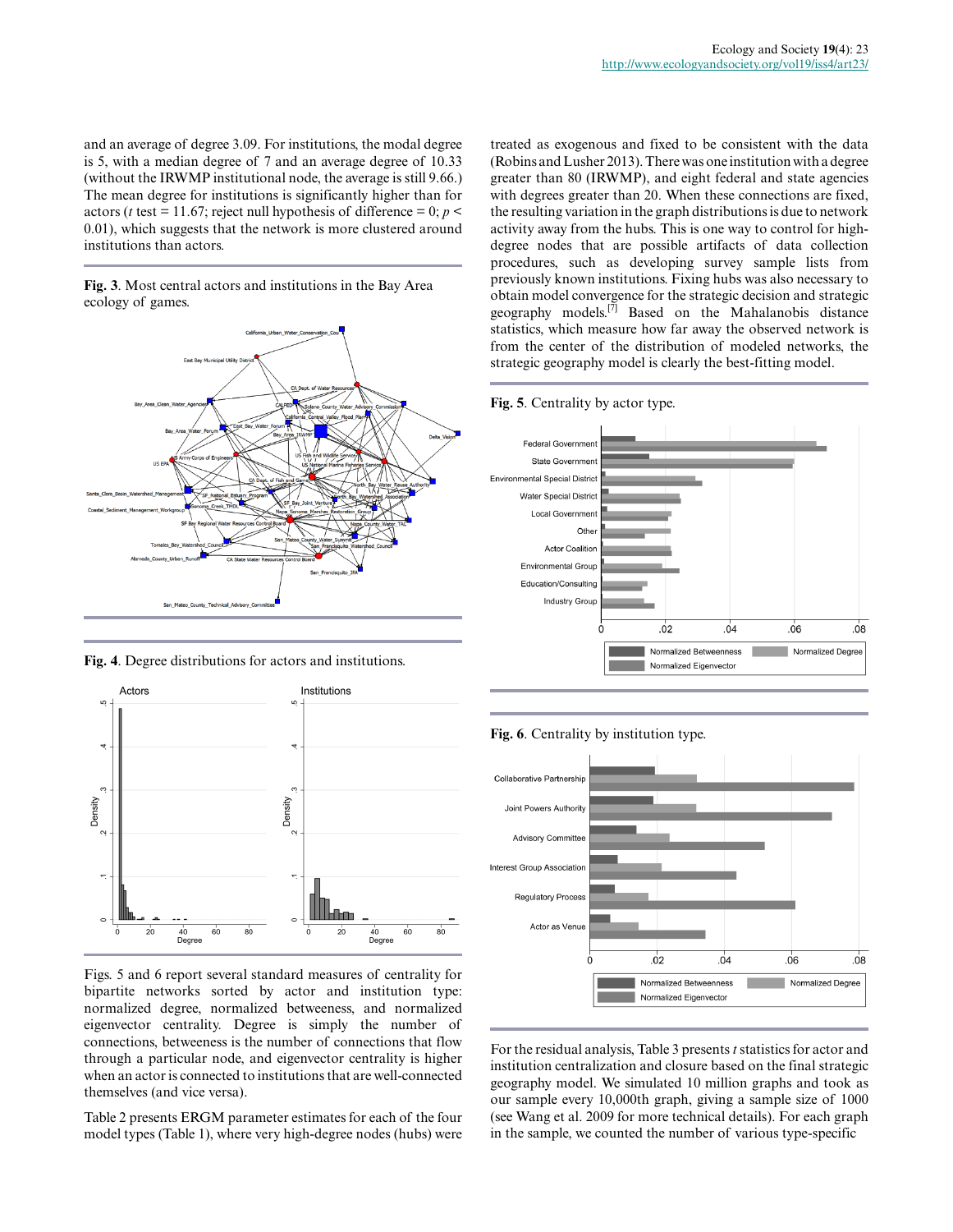and an average of degree 3.09. For institutions, the modal degree is 5, with a median degree of 7 and an average degree of 10.33 (without the IRWMP institutional node, the average is still 9.66.) The mean degree for institutions is significantly higher than for actors ($t$ test = 11.67; reject null hypothesis of difference = 0; $p < 0.01$), which suggests that the network is more clustered around institutions than actors.

**Fig. 3**. Most central actors and institutions in the Bay Area ecology of games.

**Fig. 4**. Degree distributions for actors and institutions.

Figs. 5 and 6 report several standard measures of centrality for bipartite networks sorted by actor and institution type: normalized degree, normalized betweeness, and normalized eigenvector centrality. Degree is simply the number of connections, betweeness is the number of connections that flow through a particular node, and eigenvector centrality is higher when an actor is connected to institutions that are well-connected themselves (and vice versa).

Table 2 presents ERGM parameter estimates for each of the four model types (Table 1), where very high-degree nodes (hubs) were treated as exogenous and fixed to be consistent with the data (Robins and Lusher 2013). There was one institution with a degree greater than 80 (IRWMP), and eight federal and state agencies with degrees greater than 20. When these connections are fixed, the resulting variation in the graph distributions is due to network activity away from the hubs. This is one way to control for high-degree nodes that are possible artifacts of data collection procedures, such as developing survey sample lists from previously known institutions. Fixing hubs was also necessary to obtain model convergence for the strategic decision and strategic geography models.[7] Based on the Mahalanobis distance statistics, which measure how far away the observed network is from the center of the distribution of modeled networks, the strategic geography model is clearly the best-fitting model.

**Fig. 5**. Centrality by actor type.

**Fig. 6**. Centrality by institution type.

For the residual analysis, Table 3 presents $t$ statistics for actor and institution centralization and closure based on the final strategic geography model. We simulated 10 million graphs and took as our sample every 10,000th graph, giving a sample size of 1000 (see Wang et al. 2009 for more technical details). For each graph in the sample, we counted the number of various type-specific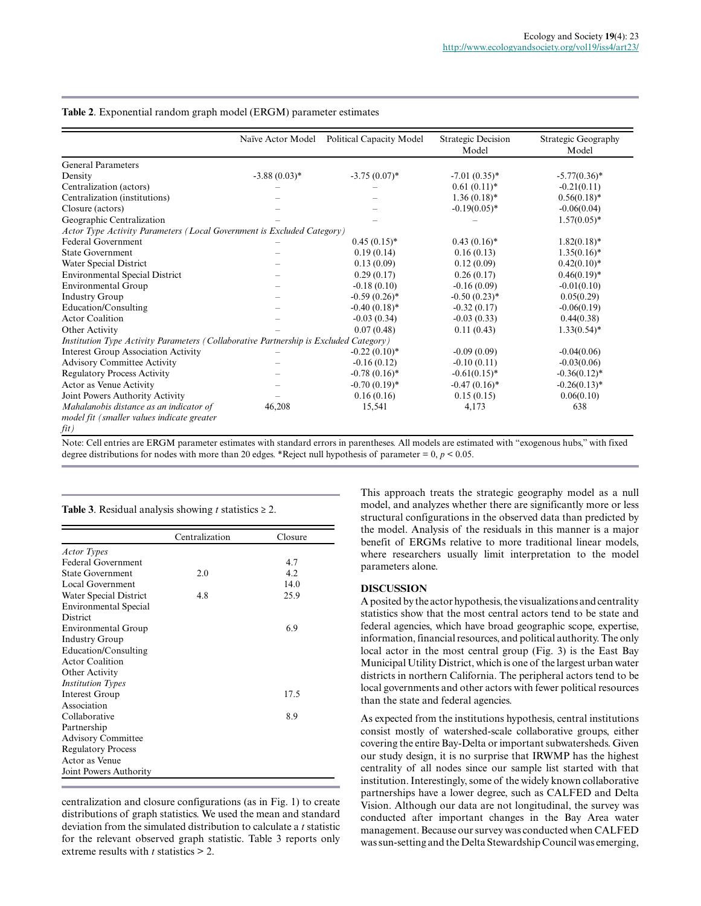**Table 2**. Exponential random graph model (ERGM) parameter estimates

| | Naïve Actor Model | Political Capacity Model | Strategic Decision Model | Strategic Geography Model |
|---|---|---|---|---|
| General Parameters | | | | |
| Density | -3.88 (0.03)* | -3.75 (0.07)* | -7.01 (0.35)* | -5.77(0.36)* |
| Centralization (actors) | – | – | 0.61 (0.11)* | -0.21(0.11) |
| Centralization (institutions) | – | – | 1.36 (0.18)* | 0.56(0.18)* |
| Closure (actors) | – | – | -0.19(0.05)* | -0.06(0.04) |
| Geographic Centralization | – | – | – | 1.57(0.05)* |
| *Actor Type Activity Parameters (Local Government is Excluded Category)* | | | | |
| Federal Government | – | 0.45 (0.15)* | 0.43 (0.16)* | 1.82(0.18)* |
| State Government | – | 0.19 (0.14) | 0.16 (0.13) | 1.35(0.16)* |
| Water Special District | – | 0.13 (0.09) | 0.12 (0.09) | 0.42(0.10)* |
| Environmental Special District | – | 0.29 (0.17) | 0.26 (0.17) | 0.46(0.19)* |
| Environmental Group | – | -0.18 (0.10) | -0.16 (0.09) | -0.01(0.10) |
| Industry Group | – | -0.59 (0.26)* | -0.50 (0.23)* | 0.05(0.29) |
| Education/Consulting | – | -0.40 (0.18)* | -0.32 (0.17) | -0.06(0.19) |
| Actor Coalition | – | -0.03 (0.34) | -0.03 (0.33) | 0.44(0.38) |
| Other Activity | – | 0.07 (0.48) | 0.11 (0.43) | 1.33(0.54)* |
| *Institution Type Activity Parameters (Collaborative Partnership is Excluded Category)* | | | | |
| Interest Group Association Activity | – | -0.22 (0.10)* | -0.09 (0.09) | -0.04(0.06) |
| Advisory Committee Activity | – | -0.16 (0.12) | -0.10 (0.11) | -0.03(0.06) |
| Regulatory Process Activity | – | -0.78 (0.16)* | -0.61(0.15)* | -0.36(0.12)* |
| Actor as Venue Activity | – | -0.70 (0.19)* | -0.47 (0.16)* | -0.26(0.13)* |
| Joint Powers Authority Activity | – | 0.16 (0.16) | 0.15 (0.15) | 0.06(0.10) |
| *Mahalanobis distance as an indicator of model fit (smaller values indicate greater fit)* | 46,208 | 15,541 | 4,173 | 638 |

Note: Cell entries are ERGM parameter estimates with standard errors in parentheses. All models are estimated with "exogenous hubs," with fixed degree distributions for nodes with more than 20 edges. *Reject null hypothesis of parameter = 0, $p < 0.05$.

**Table 3**. Residual analysis showing $t$ statistics ≥ 2.

| | Centralization | Closure |
|---|---|---|
| *Actor Types* | | |
| Federal Government | | 4.7 |
| State Government | 2.0 | 4.2 |
| Local Government | | 14.0 |
| Water Special District | 4.8 | 25.9 |
| Environmental Special District | | |
| Environmental Group | | 6.9 |
| Industry Group | | |
| Education/Consulting | | |
| Actor Coalition | | |
| Other Activity | | |
| *Institution Types* | | |
| Interest Group Association | | 17.5 |
| Collaborative Partnership | | 8.9 |
| Advisory Committee | | |
| Regulatory Process | | |
| Actor as Venue | | |
| Joint Powers Authority | | |

centralization and closure configurations (as in Fig. 1) to create distributions of graph statistics. We used the mean and standard deviation from the simulated distribution to calculate a $t$ statistic for the relevant observed graph statistic. Table 3 reports only extreme results with $t$ statistics > 2.

This approach treats the strategic geography model as a null model, and analyzes whether there are significantly more or less structural configurations in the observed data than predicted by the model. Analysis of the residuals in this manner is a major benefit of ERGMs relative to more traditional linear models, where researchers usually limit interpretation to the model parameters alone.

## DISCUSSION

A posited by the actor hypothesis, the visualizations and centrality statistics show that the most central actors tend to be state and federal agencies, which have broad geographic scope, expertise, information, financial resources, and political authority. The only local actor in the most central group (Fig. 3) is the East Bay Municipal Utility District, which is one of the largest urban water districts in northern California. The peripheral actors tend to be local governments and other actors with fewer political resources than the state and federal agencies.

As expected from the institutions hypothesis, central institutions consist mostly of watershed-scale collaborative groups, either covering the entire Bay-Delta or important subwatersheds. Given our study design, it is no surprise that IRWMP has the highest centrality of all nodes since our sample list started with that institution. Interestingly, some of the widely known collaborative partnerships have a lower degree, such as CALFED and Delta Vision. Although our data are not longitudinal, the survey was conducted after important changes in the Bay Area water management. Because our survey was conducted when CALFED was sun-setting and the Delta Stewardship Council was emerging,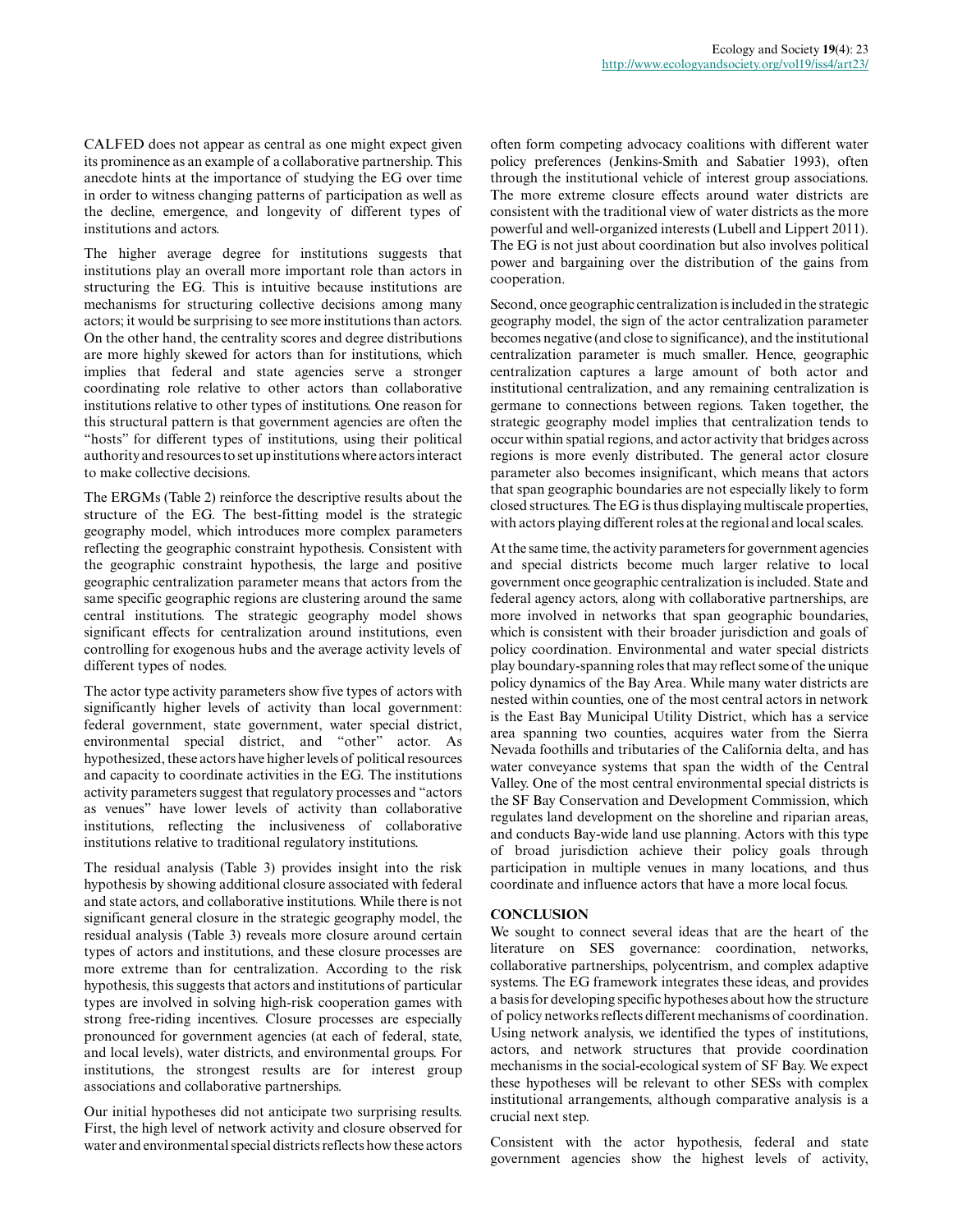CALFED does not appear as central as one might expect given its prominence as an example of a collaborative partnership. This anecdote hints at the importance of studying the EG over time in order to witness changing patterns of participation as well as the decline, emergence, and longevity of different types of institutions and actors.

The higher average degree for institutions suggests that institutions play an overall more important role than actors in structuring the EG. This is intuitive because institutions are mechanisms for structuring collective decisions among many actors; it would be surprising to see more institutions than actors. On the other hand, the centrality scores and degree distributions are more highly skewed for actors than for institutions, which implies that federal and state agencies serve a stronger coordinating role relative to other actors than collaborative institutions relative to other types of institutions. One reason for this structural pattern is that government agencies are often the "hosts" for different types of institutions, using their political authority and resources to set up institutions where actors interact to make collective decisions.

The ERGMs (Table 2) reinforce the descriptive results about the structure of the EG. The best-fitting model is the strategic geography model, which introduces more complex parameters reflecting the geographic constraint hypothesis. Consistent with the geographic constraint hypothesis, the large and positive geographic centralization parameter means that actors from the same specific geographic regions are clustering around the same central institutions. The strategic geography model shows significant effects for centralization around institutions, even controlling for exogenous hubs and the average activity levels of different types of nodes.

The actor type activity parameters show five types of actors with significantly higher levels of activity than local government: federal government, state government, water special district, environmental special district, and "other" actor. As hypothesized, these actors have higher levels of political resources and capacity to coordinate activities in the EG. The institutions activity parameters suggest that regulatory processes and "actors as venues" have lower levels of activity than collaborative institutions, reflecting the inclusiveness of collaborative institutions relative to traditional regulatory institutions.

The residual analysis (Table 3) provides insight into the risk hypothesis by showing additional closure associated with federal and state actors, and collaborative institutions. While there is not significant general closure in the strategic geography model, the residual analysis (Table 3) reveals more closure around certain types of actors and institutions, and these closure processes are more extreme than for centralization. According to the risk hypothesis, this suggests that actors and institutions of particular types are involved in solving high-risk cooperation games with strong free-riding incentives. Closure processes are especially pronounced for government agencies (at each of federal, state, and local levels), water districts, and environmental groups. For institutions, the strongest results are for interest group associations and collaborative partnerships.

Our initial hypotheses did not anticipate two surprising results. First, the high level of network activity and closure observed for water and environmental special districts reflects how these actors often form competing advocacy coalitions with different water policy preferences (Jenkins-Smith and Sabatier 1993), often through the institutional vehicle of interest group associations. The more extreme closure effects around water districts are consistent with the traditional view of water districts as the more powerful and well-organized interests (Lubell and Lippert 2011). The EG is not just about coordination but also involves political power and bargaining over the distribution of the gains from cooperation.

Second, once geographic centralization is included in the strategic geography model, the sign of the actor centralization parameter becomes negative (and close to significance), and the institutional centralization parameter is much smaller. Hence, geographic centralization captures a large amount of both actor and institutional centralization, and any remaining centralization is germane to connections between regions. Taken together, the strategic geography model implies that centralization tends to occur within spatial regions, and actor activity that bridges across regions is more evenly distributed. The general actor closure parameter also becomes insignificant, which means that actors that span geographic boundaries are not especially likely to form closed structures. The EG is thus displaying multiscale properties, with actors playing different roles at the regional and local scales.

At the same time, the activity parameters for government agencies and special districts become much larger relative to local government once geographic centralization is included. State and federal agency actors, along with collaborative partnerships, are more involved in networks that span geographic boundaries, which is consistent with their broader jurisdiction and goals of policy coordination. Environmental and water special districts play boundary-spanning roles that may reflect some of the unique policy dynamics of the Bay Area. While many water districts are nested within counties, one of the most central actors in network is the East Bay Municipal Utility District, which has a service area spanning two counties, acquires water from the Sierra Nevada foothills and tributaries of the California delta, and has water conveyance systems that span the width of the Central Valley. One of the most central environmental special districts is the SF Bay Conservation and Development Commission, which regulates land development on the shoreline and riparian areas, and conducts Bay-wide land use planning. Actors with this type of broad jurisdiction achieve their policy goals through participation in multiple venues in many locations, and thus coordinate and influence actors that have a more local focus.

## CONCLUSION

We sought to connect several ideas that are the heart of the literature on SES governance: coordination, networks, collaborative partnerships, polycentrism, and complex adaptive systems. The EG framework integrates these ideas, and provides a basis for developing specific hypotheses about how the structure of policy networks reflects different mechanisms of coordination. Using network analysis, we identified the types of institutions, actors, and network structures that provide coordination mechanisms in the social-ecological system of SF Bay. We expect these hypotheses will be relevant to other SESs with complex institutional arrangements, although comparative analysis is a crucial next step.

Consistent with the actor hypothesis, federal and state government agencies show the highest levels of activity,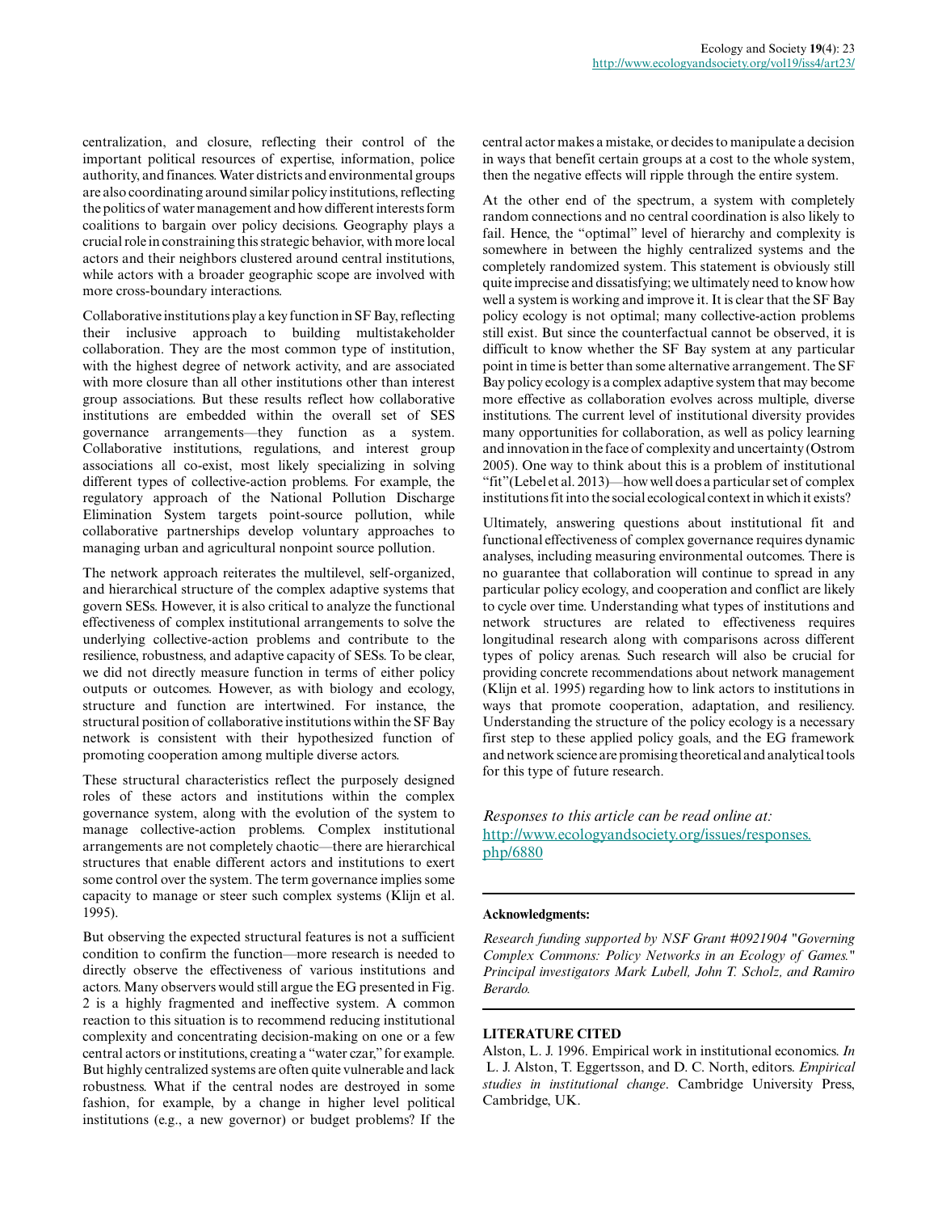centralization, and closure, reflecting their control of the important political resources of expertise, information, police authority, and finances. Water districts and environmental groups are also coordinating around similar policy institutions, reflecting the politics of water management and how different interests form coalitions to bargain over policy decisions. Geography plays a crucial role in constraining this strategic behavior, with more local actors and their neighbors clustered around central institutions, while actors with a broader geographic scope are involved with more cross-boundary interactions.

Collaborative institutions play a key function in SF Bay, reflecting their inclusive approach to building multistakeholder collaboration. They are the most common type of institution, with the highest degree of network activity, and are associated with more closure than all other institutions other than interest group associations. But these results reflect how collaborative institutions are embedded within the overall set of SES governance arrangements—they function as a system. Collaborative institutions, regulations, and interest group associations all co-exist, most likely specializing in solving different types of collective-action problems. For example, the regulatory approach of the National Pollution Discharge Elimination System targets point-source pollution, while collaborative partnerships develop voluntary approaches to managing urban and agricultural nonpoint source pollution.

The network approach reiterates the multilevel, self-organized, and hierarchical structure of the complex adaptive systems that govern SESs. However, it is also critical to analyze the functional effectiveness of complex institutional arrangements to solve the underlying collective-action problems and contribute to the resilience, robustness, and adaptive capacity of SESs. To be clear, we did not directly measure function in terms of either policy outputs or outcomes. However, as with biology and ecology, structure and function are intertwined. For instance, the structural position of collaborative institutions within the SF Bay network is consistent with their hypothesized function of promoting cooperation among multiple diverse actors.

These structural characteristics reflect the purposely designed roles of these actors and institutions within the complex governance system, along with the evolution of the system to manage collective-action problems. Complex institutional arrangements are not completely chaotic—there are hierarchical structures that enable different actors and institutions to exert some control over the system. The term governance implies some capacity to manage or steer such complex systems (Klijn et al. 1995).

But observing the expected structural features is not a sufficient condition to confirm the function—more research is needed to directly observe the effectiveness of various institutions and actors. Many observers would still argue the EG presented in Fig. 2 is a highly fragmented and ineffective system. A common reaction to this situation is to recommend reducing institutional complexity and concentrating decision-making on one or a few central actors or institutions, creating a "water czar," for example. But highly centralized systems are often quite vulnerable and lack robustness. What if the central nodes are destroyed in some fashion, for example, by a change in higher level political institutions (e.g., a new governor) or budget problems? If the central actor makes a mistake, or decides to manipulate a decision in ways that benefit certain groups at a cost to the whole system, then the negative effects will ripple through the entire system.

At the other end of the spectrum, a system with completely random connections and no central coordination is also likely to fail. Hence, the "optimal" level of hierarchy and complexity is somewhere in between the highly centralized systems and the completely randomized system. This statement is obviously still quite imprecise and dissatisfying; we ultimately need to know how well a system is working and improve it. It is clear that the SF Bay policy ecology is not optimal; many collective-action problems still exist. But since the counterfactual cannot be observed, it is difficult to know whether the SF Bay system at any particular point in time is better than some alternative arrangement. The SF Bay policy ecology is a complex adaptive system that may become more effective as collaboration evolves across multiple, diverse institutions. The current level of institutional diversity provides many opportunities for collaboration, as well as policy learning and innovation in the face of complexity and uncertainty (Ostrom 2005). One way to think about this is a problem of institutional "fit" (Lebel et al. 2013)—how well does a particular set of complex institutions fit into the social ecological context in which it exists?

Ultimately, answering questions about institutional fit and functional effectiveness of complex governance requires dynamic analyses, including measuring environmental outcomes. There is no guarantee that collaboration will continue to spread in any particular policy ecology, and cooperation and conflict are likely to cycle over time. Understanding what types of institutions and network structures are related to effectiveness requires longitudinal research along with comparisons across different types of policy arenas. Such research will also be crucial for providing concrete recommendations about network management (Klijn et al. 1995) regarding how to link actors to institutions in ways that promote cooperation, adaptation, and resiliency. Understanding the structure of the policy ecology is a necessary first step to these applied policy goals, and the EG framework and network science are promising theoretical and analytical tools for this type of future research.

*Responses to this article can be read online at:*
http://www.ecologyandsociety.org/issues/responses.php/6880

**Acknowledgments:**

*Research funding supported by NSF Grant #0921904 "Governing Complex Commons: Policy Networks in an Ecology of Games." Principal investigators Mark Lubell, John T. Scholz, and Ramiro Berardo.*

## LITERATURE CITED

Alston, L. J. 1996. Empirical work in institutional economics. *In* L. J. Alston, T. Eggertsson, and D. C. North, editors. *Empirical studies in institutional change*. Cambridge University Press, Cambridge, UK.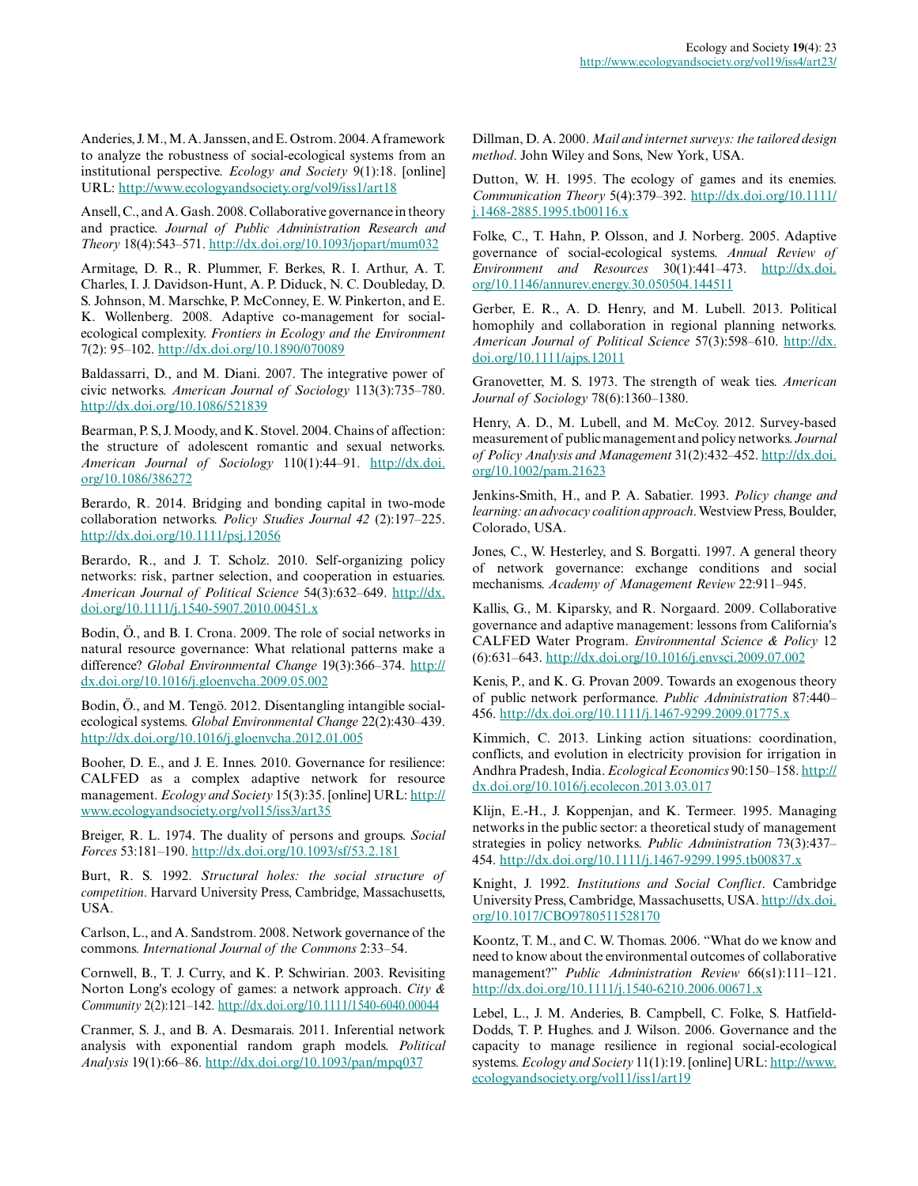Anderies, J. M., M. A. Janssen, and E. Ostrom. 2004. A framework to analyze the robustness of social-ecological systems from an institutional perspective. *Ecology and Society* 9(1):18. [online] URL: http://www.ecologyandsociety.org/vol9/iss1/art18

Ansell, C., and A. Gash. 2008. Collaborative governance in theory and practice. *Journal of Public Administration Research and Theory* 18(4):543–571. http://dx.doi.org/10.1093/jopart/mum032

Armitage, D. R., R. Plummer, F. Berkes, R. I. Arthur, A. T. Charles, I. J. Davidson-Hunt, A. P. Diduck, N. C. Doubleday, D. S. Johnson, M. Marschke, P. McConney, E. W. Pinkerton, and E. K. Wollenberg. 2008. Adaptive co-management for social-ecological complexity. *Frontiers in Ecology and the Environment* 7(2): 95–102. http://dx.doi.org/10.1890/070089

Baldassarri, D., and M. Diani. 2007. The integrative power of civic networks. *American Journal of Sociology* 113(3):735–780. http://dx.doi.org/10.1086/521839

Bearman, P. S, J. Moody, and K. Stovel. 2004. Chains of affection: the structure of adolescent romantic and sexual networks. *American Journal of Sociology* 110(1):44–91. http://dx.doi.org/10.1086/386272

Berardo, R. 2014. Bridging and bonding capital in two-mode collaboration networks. *Policy Studies Journal 42* (2):197–225. http://dx.doi.org/10.1111/psj.12056

Berardo, R., and J. T. Scholz. 2010. Self-organizing policy networks: risk, partner selection, and cooperation in estuaries. *American Journal of Political Science* 54(3):632–649. http://dx.doi.org/10.1111/j.1540-5907.2010.00451.x

Bodin, Ö., and B. I. Crona. 2009. The role of social networks in natural resource governance: What relational patterns make a difference? *Global Environmental Change* 19(3):366–374. http://dx.doi.org/10.1016/j.gloenvcha.2009.05.002

Bodin, Ö., and M. Tengö. 2012. Disentangling intangible social-ecological systems. *Global Environmental Change* 22(2):430–439. http://dx.doi.org/10.1016/j.gloenvcha.2012.01.005

Booher, D. E., and J. E. Innes. 2010. Governance for resilience: CALFED as a complex adaptive network for resource management. *Ecology and Society* 15(3):35. [online] URL: http://www.ecologyandsociety.org/vol15/iss3/art35

Breiger, R. L. 1974. The duality of persons and groups. *Social Forces* 53:181–190. http://dx.doi.org/10.1093/sf/53.2.181

Burt, R. S. 1992. *Structural holes: the social structure of competition*. Harvard University Press, Cambridge, Massachusetts, USA.

Carlson, L., and A. Sandstrom. 2008. Network governance of the commons. *International Journal of the Commons* 2:33–54.

Cornwell, B., T. J. Curry, and K. P. Schwirian. 2003. Revisiting Norton Long's ecology of games: a network approach. *City & Community* 2(2):121–142. http://dx.doi.org/10.1111/1540-6040.00044

Cranmer, S. J., and B. A. Desmarais. 2011. Inferential network analysis with exponential random graph models. *Political Analysis* 19(1):66–86. http://dx.doi.org/10.1093/pan/mpq037

Dillman, D. A. 2000. *Mail and internet surveys: the tailored design method*. John Wiley and Sons, New York, USA.

Dutton, W. H. 1995. The ecology of games and its enemies. *Communication Theory* 5(4):379–392. http://dx.doi.org/10.1111/j.1468-2885.1995.tb00116.x

Folke, C., T. Hahn, P. Olsson, and J. Norberg. 2005. Adaptive governance of social-ecological systems. *Annual Review of Environment and Resources* 30(1):441–473. http://dx.doi.org/10.1146/annurev.energy.30.050504.144511

Gerber, E. R., A. D. Henry, and M. Lubell. 2013. Political homophily and collaboration in regional planning networks. *American Journal of Political Science* 57(3):598–610. http://dx.doi.org/10.1111/ajps.12011

Granovetter, M. S. 1973. The strength of weak ties. *American Journal of Sociology* 78(6):1360–1380.

Henry, A. D., M. Lubell, and M. McCoy. 2012. Survey-based measurement of public management and policy networks. *Journal of Policy Analysis and Management* 31(2):432–452. http://dx.doi.org/10.1002/pam.21623

Jenkins-Smith, H., and P. A. Sabatier. 1993. *Policy change and learning: an advocacy coalition approach*. Westview Press, Boulder, Colorado, USA.

Jones, C., W. Hesterley, and S. Borgatti. 1997. A general theory of network governance: exchange conditions and social mechanisms. *Academy of Management Review* 22:911–945.

Kallis, G., M. Kiparsky, and R. Norgaard. 2009. Collaborative governance and adaptive management: lessons from California's CALFED Water Program. *Environmental Science & Policy* 12 (6):631–643. http://dx.doi.org/10.1016/j.envsci.2009.07.002

Kenis, P., and K. G. Provan 2009. Towards an exogenous theory of public network performance. *Public Administration* 87:440–456. http://dx.doi.org/10.1111/j.1467-9299.2009.01775.x

Kimmich, C. 2013. Linking action situations: coordination, conflicts, and evolution in electricity provision for irrigation in Andhra Pradesh, India. *Ecological Economics* 90:150–158. http://dx.doi.org/10.1016/j.ecolecon.2013.03.017

Klijn, E.-H., J. Koppenjan, and K. Termeer. 1995. Managing networks in the public sector: a theoretical study of management strategies in policy networks. *Public Administration* 73(3):437–454. http://dx.doi.org/10.1111/j.1467-9299.1995.tb00837.x

Knight, J. 1992. *Institutions and Social Conflict*. Cambridge University Press, Cambridge, Massachusetts, USA. http://dx.doi.org/10.1017/CBO9780511528170

Koontz, T. M., and C. W. Thomas. 2006. "What do we know and need to know about the environmental outcomes of collaborative management?" *Public Administration Review* 66(s1):111–121. http://dx.doi.org/10.1111/j.1540-6210.2006.00671.x

Lebel, L., J. M. Anderies, B. Campbell, C. Folke, S. Hatfield-Dodds, T. P. Hughes. and J. Wilson. 2006. Governance and the capacity to manage resilience in regional social-ecological systems. *Ecology and Society* 11(1):19. [online] URL: http://www.ecologyandsociety.org/vol11/iss1/art19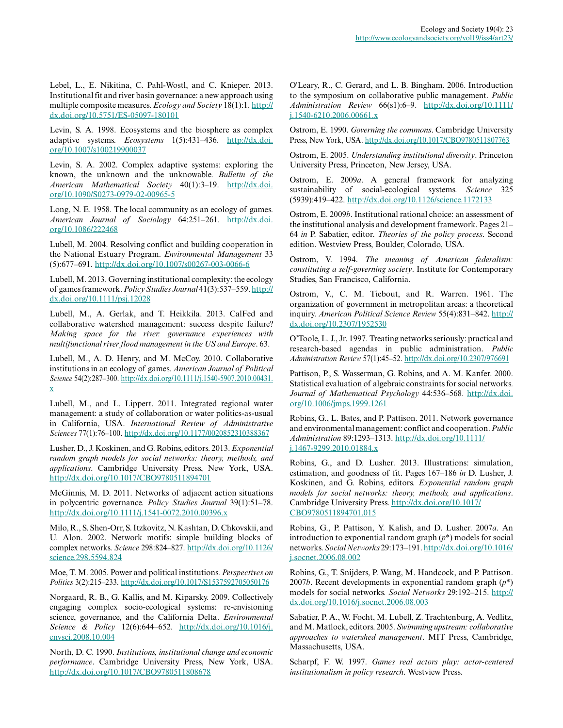Lebel, L., E. Nikitina, C. Pahl-Wostl, and C. Knieper. 2013. Institutional fit and river basin governance: a new approach using multiple composite measures. *Ecology and Society* 18(1):1. http://dx.doi.org/10.5751/ES-05097-180101

Levin, S. A. 1998. Ecosystems and the biosphere as complex adaptive systems. *Ecosystems* 1(5):431–436. http://dx.doi.org/10.1007/s100219900037

Levin, S. A. 2002. Complex adaptive systems: exploring the known, the unknown and the unknowable. *Bulletin of the American Mathematical Society* 40(1):3–19. http://dx.doi.org/10.1090/S0273-0979-02-00965-5

Long, N. E. 1958. The local community as an ecology of games. *American Journal of Sociology* 64:251–261. http://dx.doi.org/10.1086/222468

Lubell, M. 2004. Resolving conflict and building cooperation in the National Estuary Program. *Environmental Management* 33 (5):677–691. http://dx.doi.org/10.1007/s00267-003-0066-6

Lubell, M. 2013. Governing institutional complexity: the ecology of games framework. *Policy Studies Journal* 41(3):537–559. http://dx.doi.org/10.1111/psj.12028

Lubell, M., A. Gerlak, and T. Heikkila. 2013. CalFed and collaborative watershed management: success despite failure? *Making space for the river: governance experiences with multifunctional river flood management in the US and Europe*. 63.

Lubell, M., A. D. Henry, and M. McCoy. 2010. Collaborative institutions in an ecology of games. *American Journal of Political Science* 54(2):287–300. http://dx.doi.org/10.1111/j.1540-5907.2010.00431.x

Lubell, M., and L. Lippert. 2011. Integrated regional water management: a study of collaboration or water politics-as-usual in California, USA. *International Review of Administrative Sciences* 77(1):76–100. http://dx.doi.org/10.1177/0020852310388367

Lusher, D., J. Koskinen, and G. Robins, editors. 2013. *Exponential random graph models for social networks: theory, methods, and applications*. Cambridge University Press, New York, USA. http://dx.doi.org/10.1017/CBO9780511894701

McGinnis, M. D. 2011. Networks of adjacent action situations in polycentric governance. *Policy Studies Journal* 39(1):51–78. http://dx.doi.org/10.1111/j.1541-0072.2010.00396.x

Milo, R., S. Shen-Orr, S. Itzkovitz, N. Kashtan, D. Chkovskii, and U. Alon. 2002. Network motifs: simple building blocks of complex networks. *Science* 298:824–827. http://dx.doi.org/10.1126/science.298.5594.824

Moe, T. M. 2005. Power and political institutions. *Perspectives on Politics* 3(2):215–233. http://dx.doi.org/10.1017/S1537592705050176

Norgaard, R. B., G. Kallis, and M. Kiparsky. 2009. Collectively engaging complex socio-ecological systems: re-envisioning science, governance, and the California Delta. *Environmental Science & Policy* 12(6):644–652. http://dx.doi.org/10.1016/j.envsci.2008.10.004

North, D. C. 1990. *Institutions, institutional change and economic performance*. Cambridge University Press, New York, USA. http://dx.doi.org/10.1017/CBO9780511808678

O'Leary, R., C. Gerard, and L. B. Bingham. 2006. Introduction to the symposium on collaborative public management. *Public Administration Review* 66(s1):6–9. http://dx.doi.org/10.1111/j.1540-6210.2006.00661.x

Ostrom, E. 1990. *Governing the commons*. Cambridge University Press, New York, USA. http://dx.doi.org/10.1017/CBO9780511807763

Ostrom, E. 2005. *Understanding institutional diversity*. Princeton University Press, Princeton, New Jersey, USA.

Ostrom, E. 2009*a*. A general framework for analyzing sustainability of social-ecological systems. *Science* 325 (5939):419–422. http://dx.doi.org/10.1126/science.1172133

Ostrom, E. 2009*b*. Institutional rational choice: an assessment of the institutional analysis and development framework. Pages 21–64 *in* P. Sabatier, editor. *Theories of the policy process*. Second edition. Westview Press, Boulder, Colorado, USA.

Ostrom, V. 1994. *The meaning of American federalism: constituting a self-governing society*. Institute for Contemporary Studies, San Francisco, California.

Ostrom, V., C. M. Tiebout, and R. Warren. 1961. The organization of government in metropolitan areas: a theoretical inquiry. *American Political Science Review* 55(4):831–842. http://dx.doi.org/10.2307/1952530

O'Toole, L. J., Jr. 1997. Treating networks seriously: practical and research-based agendas in public administration. *Public Administration Review* 57(1):45–52. http://dx.doi.org/10.2307/976691

Pattison, P., S. Wasserman, G. Robins, and A. M. Kanfer. 2000. Statistical evaluation of algebraic constraints for social networks. *Journal of Mathematical Psychology* 44:536–568. http://dx.doi.org/10.1006/jmps.1999.1261

Robins, G., L. Bates, and P. Pattison. 2011. Network governance and environmental management: conflict and cooperation. *Public Administration* 89:1293–1313. http://dx.doi.org/10.1111/j.1467-9299.2010.01884.x

Robins, G., and D. Lusher. 2013. Illustrations: simulation, estimation, and goodness of fit. Pages 167–186 *in* D. Lusher, J. Koskinen, and G. Robins, editors. *Exponential random graph models for social networks: theory, methods, and applications*. Cambridge University Press. http://dx.doi.org/10.1017/CBO9780511894701.015

Robins, G., P. Pattison, Y. Kalish, and D. Lusher. 2007*a*. An introduction to exponential random graph (*p*\*) models for social networks. *Social Networks* 29:173–191. http://dx.doi.org/10.1016/j.socnet.2006.08.002

Robins, G., T. Snijders, P. Wang, M. Handcock, and P. Pattison. 2007*b*. Recent developments in exponential random graph (*p*\*) models for social networks. *Social Networks* 29:192–215. http://dx.doi.org/10.1016/j.socnet.2006.08.003

Sabatier, P. A., W. Focht, M. Lubell, Z. Trachtenburg, A. Vedlitz, and M. Matlock, editors. 2005. *Swimming upstream: collaborative approaches to watershed management*. MIT Press, Cambridge, Massachusetts, USA.

Scharpf, F. W. 1997. *Games real actors play: actor-centered institutionalism in policy research*. Westview Press.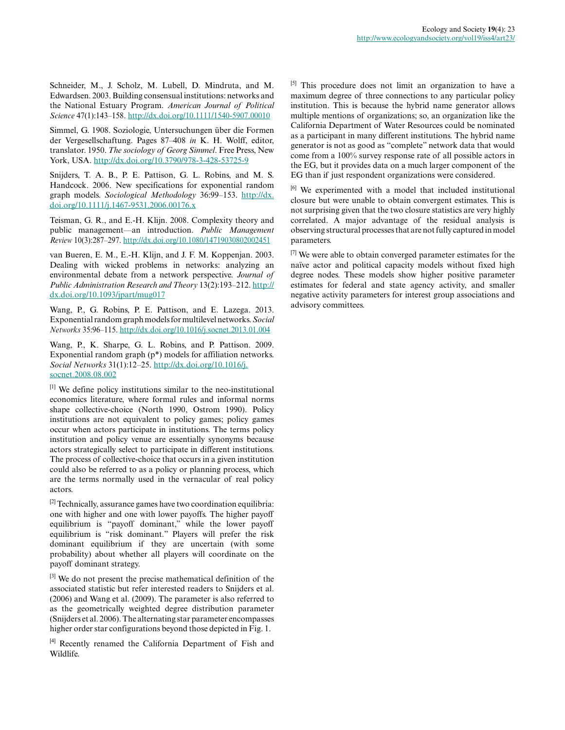Schneider, M., J. Scholz, M. Lubell, D. Mindruta, and M. Edwardsen. 2003. Building consensual institutions: networks and the National Estuary Program. *American Journal of Political Science* 47(1):143–158. http://dx.doi.org/10.1111/1540-5907.00010

Simmel, G. 1908. Soziologie, Untersuchungen über die Formen der Vergesellschaftung. Pages 87–408 *in* K. H. Wolff, editor, translator. 1950. *The sociology of Georg Simmel*. Free Press, New York, USA. http://dx.doi.org/10.3790/978-3-428-53725-9

Snijders, T. A. B., P. E. Pattison, G. L. Robins, and M. S. Handcock. 2006. New specifications for exponential random graph models. *Sociological Methodology* 36:99–153. http://dx.doi.org/10.1111/j.1467-9531.2006.00176.x

Teisman, G. R., and E.-H. Klijn. 2008. Complexity theory and public management—an introduction. *Public Management Review* 10(3):287–297. http://dx.doi.org/10.1080/14719030802002451

van Bueren, E. M., E.-H. Klijn, and J. F. M. Koppenjan. 2003. Dealing with wicked problems in networks: analyzing an environmental debate from a network perspective. *Journal of Public Administration Research and Theory* 13(2):193–212. http://dx.doi.org/10.1093/jpart/mug017

Wang, P., G. Robins, P. E. Pattison, and E. Lazega. 2013. Exponential random graph models for multilevel networks. *Social Networks* 35:96–115. http://dx.doi.org/10.1016/j.socnet.2013.01.004

Wang, P., K. Sharpe, G. L. Robins, and P. Pattison. 2009. Exponential random graph (p*) models for affiliation networks. *Social Networks* 31(1):12–25. http://dx.doi.org/10.1016/j.socnet.2008.08.002

[1] We define policy institutions similar to the neo-institutional economics literature, where formal rules and informal norms shape collective-choice (North 1990, Ostrom 1990). Policy institutions are not equivalent to policy games; policy games occur when actors participate in institutions. The terms policy institution and policy venue are essentially synonyms because actors strategically select to participate in different institutions. The process of collective-choice that occurs in a given institution could also be referred to as a policy or planning process, which are the terms normally used in the vernacular of real policy actors.

[2] Technically, assurance games have two coordination equilibria: one with higher and one with lower payoffs. The higher payoff equilibrium is "payoff dominant," while the lower payoff equilibrium is "risk dominant." Players will prefer the risk dominant equilibrium if they are uncertain (with some probability) about whether all players will coordinate on the payoff dominant strategy.

[3] We do not present the precise mathematical definition of the associated statistic but refer interested readers to Snijders et al. (2006) and Wang et al. (2009). The parameter is also referred to as the geometrically weighted degree distribution parameter (Snijders et al. 2006). The alternating star parameter encompasses higher order star configurations beyond those depicted in Fig. 1.

[4] Recently renamed the California Department of Fish and Wildlife.

[5] This procedure does not limit an organization to have a maximum degree of three connections to any particular policy institution. This is because the hybrid name generator allows multiple mentions of organizations; so, an organization like the California Department of Water Resources could be nominated as a participant in many different institutions. The hybrid name generator is not as good as "complete" network data that would come from a 100% survey response rate of all possible actors in the EG, but it provides data on a much larger component of the EG than if just respondent organizations were considered.

[6] We experimented with a model that included institutional closure but were unable to obtain convergent estimates. This is not surprising given that the two closure statistics are very highly correlated. A major advantage of the residual analysis is observing structural processes that are not fully captured in model parameters.

[7] We were able to obtain converged parameter estimates for the naïve actor and political capacity models without fixed high degree nodes. These models show higher positive parameter estimates for federal and state agency activity, and smaller negative activity parameters for interest group associations and advisory committees.